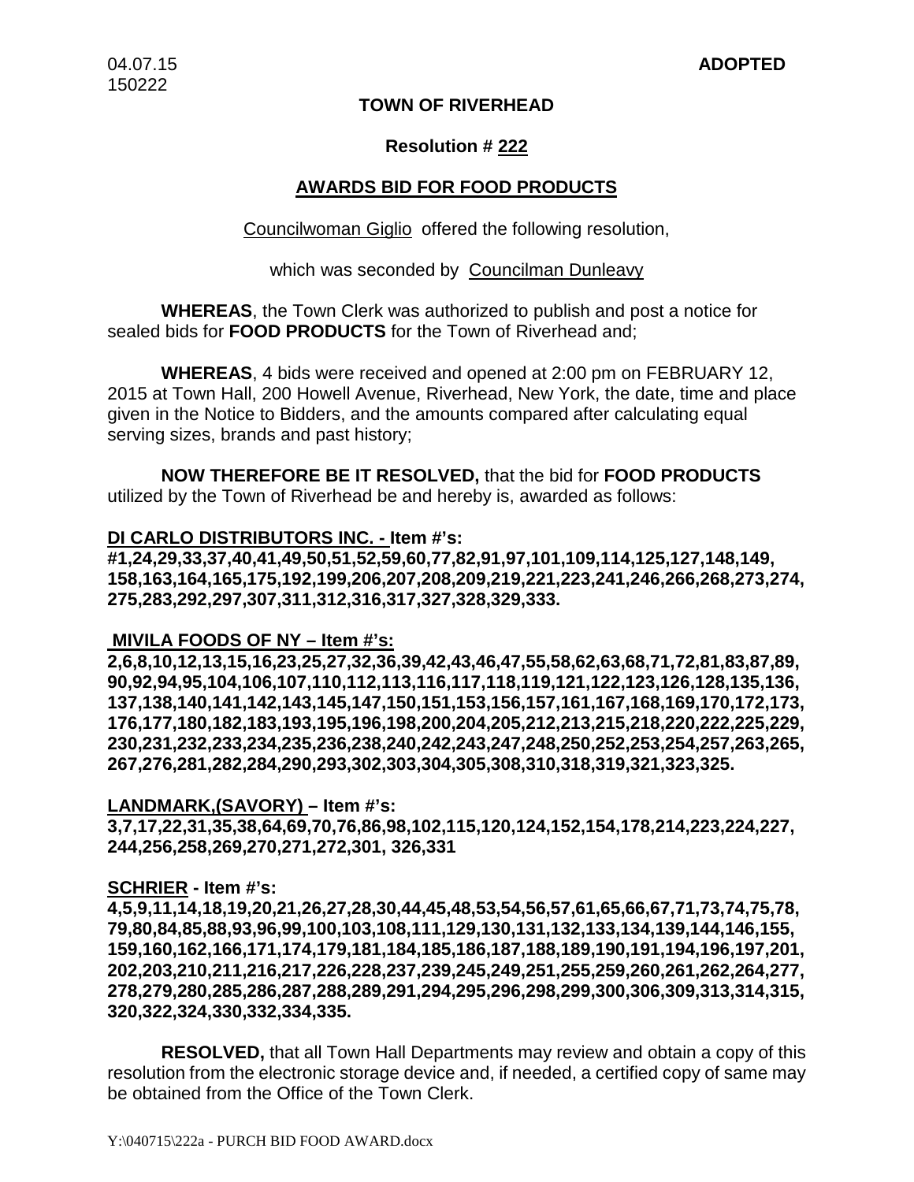04.07.15 **ADOPTED**
150222

**TOWN OF RIVERHEAD**

**Resolution # 222**

**AWARDS BID FOR FOOD PRODUCTS**

Councilwoman Giglio offered the following resolution,

which was seconded by Councilman Dunleavy

**WHEREAS**, the Town Clerk was authorized to publish and post a notice for sealed bids for **FOOD PRODUCTS** for the Town of Riverhead and;

**WHEREAS**, 4 bids were received and opened at 2:00 pm on FEBRUARY 12, 2015 at Town Hall, 200 Howell Avenue, Riverhead, New York, the date, time and place given in the Notice to Bidders, and the amounts compared after calculating equal serving sizes, brands and past history;

**NOW THEREFORE BE IT RESOLVED,** that the bid for **FOOD PRODUCTS** utilized by the Town of Riverhead be and hereby is, awarded as follows:

**DI CARLO DISTRIBUTORS INC. - Item #'s:**
**#1,24,29,33,37,40,41,49,50,51,52,59,60,77,82,91,97,101,109,114,125,127,148,149, 158,163,164,165,175,192,199,206,207,208,209,219,221,223,241,246,266,268,273,274, 275,283,292,297,307,311,312,316,317,327,328,329,333.**

**MIVILA FOODS OF NY – Item #'s:**
**2,6,8,10,12,13,15,16,23,25,27,32,36,39,42,43,46,47,55,58,62,63,68,71,72,81,83,87,89, 90,92,94,95,104,106,107,110,112,113,116,117,118,119,121,122,123,126,128,135,136, 137,138,140,141,142,143,145,147,150,151,153,156,157,161,167,168,169,170,172,173, 176,177,180,182,183,193,195,196,198,200,204,205,212,213,215,218,220,222,225,229, 230,231,232,233,234,235,236,238,240,242,243,247,248,250,252,253,254,257,263,265, 267,276,281,282,284,290,293,302,303,304,305,308,310,318,319,321,323,325.**

**LANDMARK,(SAVORY) – Item #'s:**
**3,7,17,22,31,35,38,64,69,70,76,86,98,102,115,120,124,152,154,178,214,223,224,227, 244,256,258,269,270,271,272,301, 326,331**

**SCHRIER - Item #'s:**
**4,5,9,11,14,18,19,20,21,26,27,28,30,44,45,48,53,54,56,57,61,65,66,67,71,73,74,75,78, 79,80,84,85,88,93,96,99,100,103,108,111,129,130,131,132,133,134,139,144,146,155, 159,160,162,166,171,174,179,181,184,185,186,187,188,189,190,191,194,196,197,201, 202,203,210,211,216,217,226,228,237,239,245,249,251,255,259,260,261,262,264,277, 278,279,280,285,286,287,288,289,291,294,295,296,298,299,300,306,309,313,314,315, 320,322,324,330,332,334,335.**

**RESOLVED,** that all Town Hall Departments may review and obtain a copy of this resolution from the electronic storage device and, if needed, a certified copy of same may be obtained from the Office of the Town Clerk.

Y:\040715\222a - PURCH BID FOOD AWARD.docx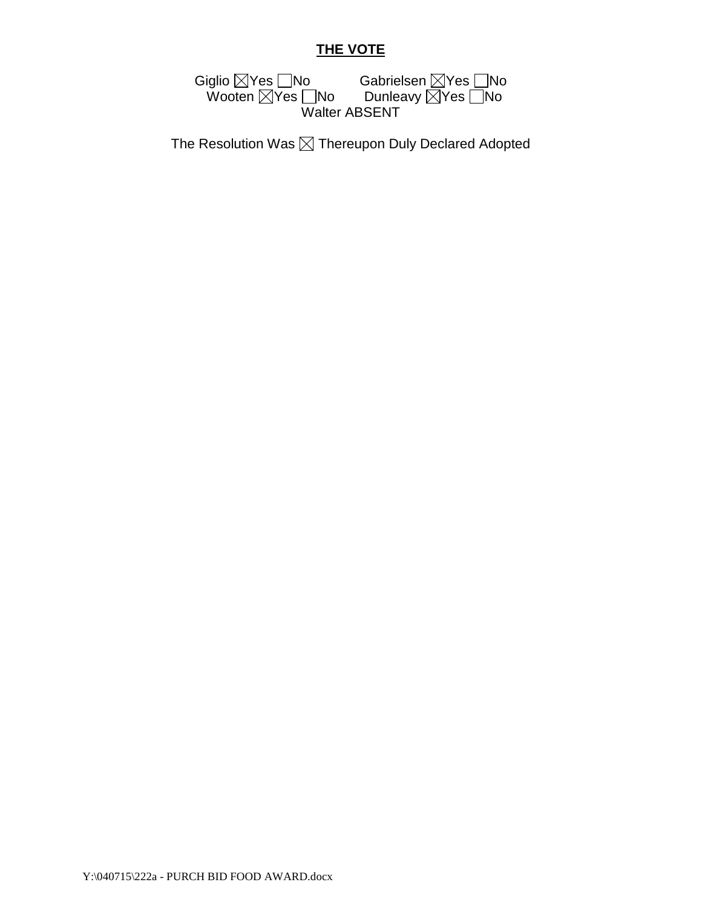**THE VOTE**

Giglio ☒Yes ☐No Gabrielsen ☒Yes ☐No
Wooten ☒Yes ☐No Dunleavy ☒Yes ☐No
Walter ABSENT

The Resolution Was ☒ Thereupon Duly Declared Adopted

Y:\040715\222a - PURCH BID FOOD AWARD.docx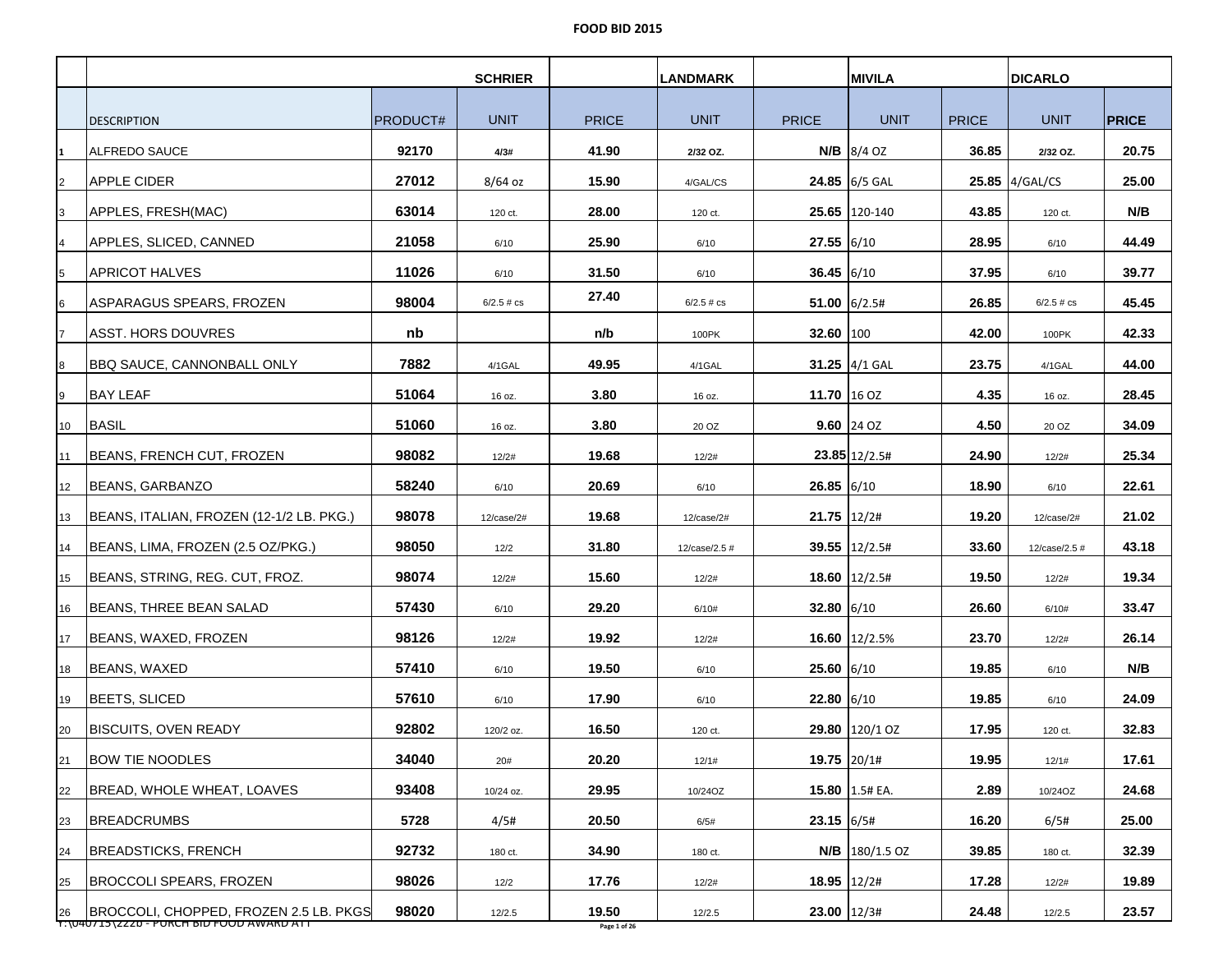# FOOD BID 2015

| | | | SCHRIER | | LANDMARK | | MIVILA | | DICARLO | |
|---|---|---|---|---|---|---|---|---|---|---|
| | DESCRIPTION | PRODUCT# | UNIT | PRICE | UNIT | PRICE | UNIT | PRICE | UNIT | PRICE |
| 1 | ALFREDO SAUCE | 92170 | 4/3# | 41.90 | 2/32 OZ. | N/B | 8/4 OZ | 36.85 | 2/32 OZ. | 20.75 |
| 2 | APPLE CIDER | 27012 | 8/64 oz | 15.90 | 4/GAL/CS | 24.85 | 6/5 GAL | 25.85 | 4/GAL/CS | 25.00 |
| 3 | APPLES, FRESH(MAC) | 63014 | 120 ct. | 28.00 | 120 ct. | 25.65 | 120-140 | 43.85 | 120 ct. | N/B |
| 4 | APPLES, SLICED, CANNED | 21058 | 6/10 | 25.90 | 6/10 | 27.55 | 6/10 | 28.95 | 6/10 | 44.49 |
| 5 | APRICOT HALVES | 11026 | 6/10 | 31.50 | 6/10 | 36.45 | 6/10 | 37.95 | 6/10 | 39.77 |
| 6 | ASPARAGUS SPEARS, FROZEN | 98004 | 6/2.5 # cs | 27.40 | 6/2.5 # cs | 51.00 | 6/2.5# | 26.85 | 6/2.5 # cs | 45.45 |
| 7 | ASST. HORS DOUVRES | nb | | n/b | 100PK | 32.60 | 100 | 42.00 | 100PK | 42.33 |
| 8 | BBQ SAUCE, CANNONBALL ONLY | 7882 | 4/1GAL | 49.95 | 4/1GAL | 31.25 | 4/1 GAL | 23.75 | 4/1GAL | 44.00 |
| 9 | BAY LEAF | 51064 | 16 oz. | 3.80 | 16 oz. | 11.70 | 16 OZ | 4.35 | 16 oz. | 28.45 |
| 10 | BASIL | 51060 | 16 oz. | 3.80 | 20 OZ | 9.60 | 24 OZ | 4.50 | 20 OZ | 34.09 |
| 11 | BEANS, FRENCH CUT, FROZEN | 98082 | 12/2# | 19.68 | 12/2# | 23.85 | 12/2.5# | 24.90 | 12/2# | 25.34 |
| 12 | BEANS, GARBANZO | 58240 | 6/10 | 20.69 | 6/10 | 26.85 | 6/10 | 18.90 | 6/10 | 22.61 |
| 13 | BEANS, ITALIAN, FROZEN (12-1/2 LB. PKG.) | 98078 | 12/case/2# | 19.68 | 12/case/2# | 21.75 | 12/2# | 19.20 | 12/case/2# | 21.02 |
| 14 | BEANS, LIMA, FROZEN (2.5 OZ/PKG.) | 98050 | 12/2 | 31.80 | 12/case/2.5 # | 39.55 | 12/2.5# | 33.60 | 12/case/2.5 # | 43.18 |
| 15 | BEANS, STRING, REG. CUT, FROZ. | 98074 | 12/2# | 15.60 | 12/2# | 18.60 | 12/2.5# | 19.50 | 12/2# | 19.34 |
| 16 | BEANS, THREE BEAN SALAD | 57430 | 6/10 | 29.20 | 6/10# | 32.80 | 6/10 | 26.60 | 6/10# | 33.47 |
| 17 | BEANS, WAXED, FROZEN | 98126 | 12/2# | 19.92 | 12/2# | 16.60 | 12/2.5% | 23.70 | 12/2# | 26.14 |
| 18 | BEANS, WAXED | 57410 | 6/10 | 19.50 | 6/10 | 25.60 | 6/10 | 19.85 | 6/10 | N/B |
| 19 | BEETS, SLICED | 57610 | 6/10 | 17.90 | 6/10 | 22.80 | 6/10 | 19.85 | 6/10 | 24.09 |
| 20 | BISCUITS, OVEN READY | 92802 | 120/2 oz. | 16.50 | 120 ct. | 29.80 | 120/1 OZ | 17.95 | 120 ct. | 32.83 |
| 21 | BOW TIE NOODLES | 34040 | 20# | 20.20 | 12/1# | 19.75 | 20/1# | 19.95 | 12/1# | 17.61 |
| 22 | BREAD, WHOLE WHEAT, LOAVES | 93408 | 10/24 oz. | 29.95 | 10/24OZ | 15.80 | 1.5# EA. | 2.89 | 10/24OZ | 24.68 |
| 23 | BREADCRUMBS | 5728 | 4/5# | 20.50 | 6/5# | 23.15 | 6/5# | 16.20 | 6/5# | 25.00 |
| 24 | BREADSTICKS, FRENCH | 92732 | 180 ct. | 34.90 | 180 ct. | N/B | 180/1.5 OZ | 39.85 | 180 ct. | 32.39 |
| 25 | BROCCOLI SPEARS, FROZEN | 98026 | 12/2 | 17.76 | 12/2# | 18.95 | 12/2# | 17.28 | 12/2# | 19.89 |
| 26 | BROCCOLI, CHOPPED, FROZEN 2.5 LB. PKGS | 98020 | 12/2.5 | 19.50 | 12/2.5 | 23.00 | 12/3# | 24.48 | 12/2.5 | 23.57 |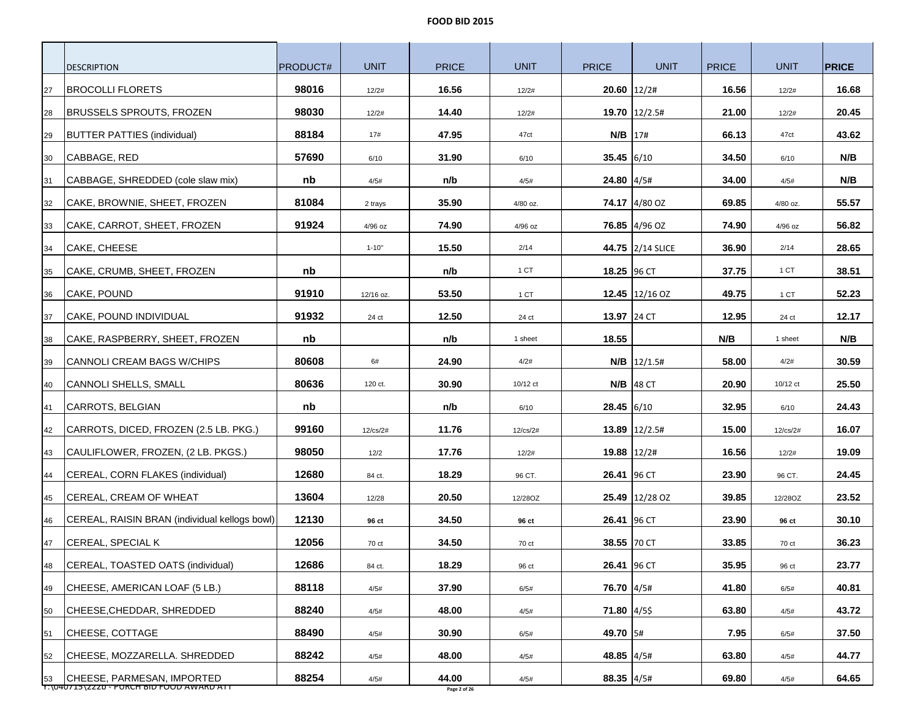# FOOD BID 2015

| | DESCRIPTION | PRODUCT# | UNIT | PRICE | UNIT | PRICE | UNIT | PRICE | UNIT | PRICE |
|---|---|---|---|---|---|---|---|---|---|---|
| 27 | BROCOLLI FLORETS | 98016 | 12/2# | 16.56 | 12/2# | 20.60 | 12/2# | 16.56 | 12/2# | 16.68 |
| 28 | BRUSSELS SPROUTS, FROZEN | 98030 | 12/2# | 14.40 | 12/2# | 19.70 | 12/2.5# | 21.00 | 12/2# | 20.45 |
| 29 | BUTTER PATTIES (individual) | 88184 | 17# | 47.95 | 47ct | N/B | 17# | 66.13 | 47ct | 43.62 |
| 30 | CABBAGE, RED | 57690 | 6/10 | 31.90 | 6/10 | 35.45 | 6/10 | 34.50 | 6/10 | N/B |
| 31 | CABBAGE, SHREDDED (cole slaw mix) | nb | 4/5# | n/b | 4/5# | 24.80 | 4/5# | 34.00 | 4/5# | N/B |
| 32 | CAKE, BROWNIE, SHEET, FROZEN | 81084 | 2 trays | 35.90 | 4/80 oz. | 74.17 | 4/80 OZ | 69.85 | 4/80 oz. | 55.57 |
| 33 | CAKE, CARROT, SHEET, FROZEN | 91924 | 4/96 oz | 74.90 | 4/96 oz | 76.85 | 4/96 OZ | 74.90 | 4/96 oz | 56.82 |
| 34 | CAKE, CHEESE | | 1-10" | 15.50 | 2/14 | 44.75 | 2/14 SLICE | 36.90 | 2/14 | 28.65 |
| 35 | CAKE, CRUMB, SHEET, FROZEN | nb | | n/b | 1 CT | 18.25 | 96 CT | 37.75 | 1 CT | 38.51 |
| 36 | CAKE, POUND | 91910 | 12/16 oz. | 53.50 | 1 CT | 12.45 | 12/16 OZ | 49.75 | 1 CT | 52.23 |
| 37 | CAKE, POUND INDIVIDUAL | 91932 | 24 ct | 12.50 | 24 ct | 13.97 | 24 CT | 12.95 | 24 ct | 12.17 |
| 38 | CAKE, RASPBERRY, SHEET, FROZEN | nb | | n/b | 1 sheet | 18.55 | | N/B | 1 sheet | N/B |
| 39 | CANNOLI CREAM BAGS W/CHIPS | 80608 | 6# | 24.90 | 4/2# | N/B | 12/1.5# | 58.00 | 4/2# | 30.59 |
| 40 | CANNOLI SHELLS, SMALL | 80636 | 120 ct. | 30.90 | 10/12 ct | N/B | 48 CT | 20.90 | 10/12 ct | 25.50 |
| 41 | CARROTS, BELGIAN | nb | | n/b | 6/10 | 28.45 | 6/10 | 32.95 | 6/10 | 24.43 |
| 42 | CARROTS, DICED, FROZEN (2.5 LB. PKG.) | 99160 | 12/cs/2# | 11.76 | 12/cs/2# | 13.89 | 12/2.5# | 15.00 | 12/cs/2# | 16.07 |
| 43 | CAULIFLOWER, FROZEN, (2 LB. PKGS.) | 98050 | 12/2 | 17.76 | 12/2# | 19.88 | 12/2# | 16.56 | 12/2# | 19.09 |
| 44 | CEREAL, CORN FLAKES (individual) | 12680 | 84 ct. | 18.29 | 96 CT. | 26.41 | 96 CT | 23.90 | 96 CT. | 24.45 |
| 45 | CEREAL, CREAM OF WHEAT | 13604 | 12/28 | 20.50 | 12/28OZ | 25.49 | 12/28 OZ | 39.85 | 12/28OZ | 23.52 |
| 46 | CEREAL, RAISIN BRAN (individual kellogs bowl) | 12130 | 96 ct | 34.50 | 96 ct | 26.41 | 96 CT | 23.90 | 96 ct | 30.10 |
| 47 | CEREAL, SPECIAL K | 12056 | 70 ct | 34.50 | 70 ct | 38.55 | 70 CT | 33.85 | 70 ct | 36.23 |
| 48 | CEREAL, TOASTED OATS (individual) | 12686 | 84 ct. | 18.29 | 96 ct | 26.41 | 96 CT | 35.95 | 96 ct | 23.77 |
| 49 | CHEESE, AMERICAN LOAF (5 LB.) | 88118 | 4/5# | 37.90 | 6/5# | 76.70 | 4/5# | 41.80 | 6/5# | 40.81 |
| 50 | CHEESE,CHEDDAR, SHREDDED | 88240 | 4/5# | 48.00 | 4/5# | 71.80 | 4/5$ | 63.80 | 4/5# | 43.72 |
| 51 | CHEESE, COTTAGE | 88490 | 4/5# | 30.90 | 6/5# | 49.70 | 5# | 7.95 | 6/5# | 37.50 |
| 52 | CHEESE, MOZZARELLA. SHREDDED | 88242 | 4/5# | 48.00 | 4/5# | 48.85 | 4/5# | 63.80 | 4/5# | 44.77 |
| 53 | CHEESE, PARMESAN, IMPORTED | 88254 | 4/5# | 44.00 | 4/5# | 88.35 | 4/5# | 69.80 | 4/5# | 64.65 |

Y:\040715\2226 - PURCH BID FOOD AWARD ATT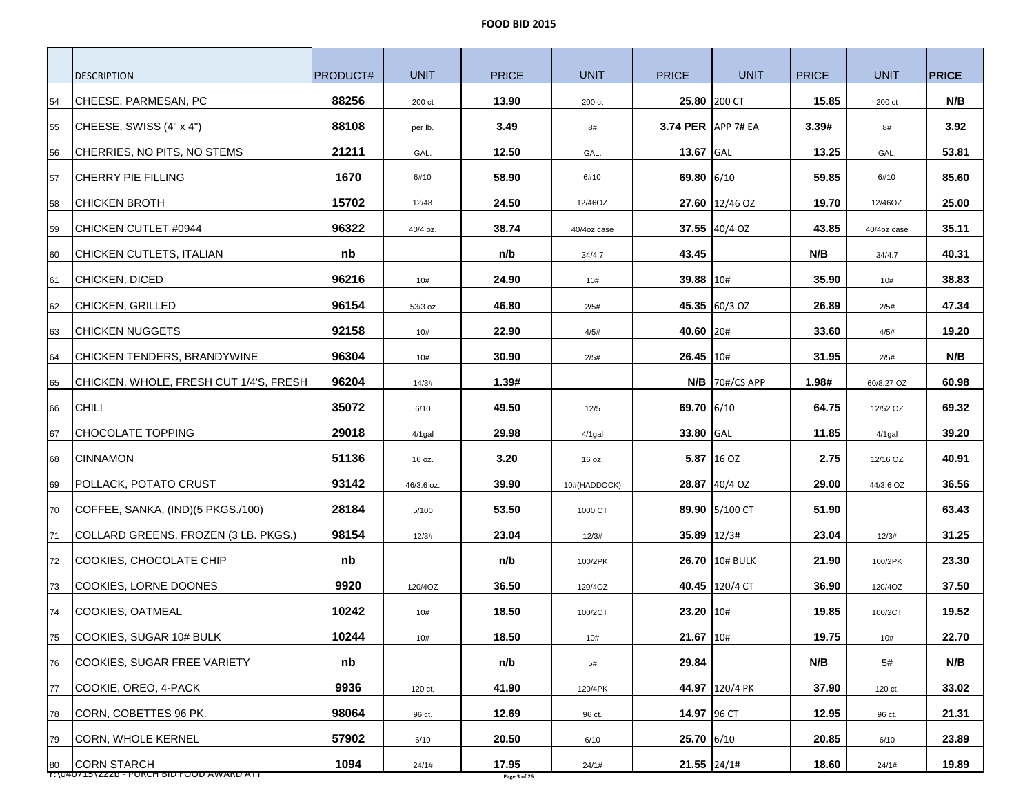# FOOD BID 2015

| | DESCRIPTION | PRODUCT# | UNIT | PRICE | UNIT | PRICE | UNIT | PRICE | UNIT | PRICE |
|---|---|---|---|---|---|---|---|---|---|---|
| 54 | CHEESE, PARMESAN, PC | 88256 | 200 ct | 13.90 | 200 ct | 25.80 | 200 CT | 15.85 | 200 ct | N/B |
| 55 | CHEESE, SWISS (4" x 4") | 88108 | per lb. | 3.49 | 8# | 3.74 PER | APP 7# EA | 3.39# | 8# | 3.92 |
| 56 | CHERRIES, NO PITS, NO STEMS | 21211 | GAL. | 12.50 | GAL. | 13.67 | GAL | 13.25 | GAL. | 53.81 |
| 57 | CHERRY PIE FILLING | 1670 | 6#10 | 58.90 | 6#10 | 69.80 | 6/10 | 59.85 | 6#10 | 85.60 |
| 58 | CHICKEN BROTH | 15702 | 12/48 | 24.50 | 12/46OZ | 27.60 | 12/46 OZ | 19.70 | 12/46OZ | 25.00 |
| 59 | CHICKEN CUTLET #0944 | 96322 | 40/4 oz. | 38.74 | 40/4oz case | 37.55 | 40/4 OZ | 43.85 | 40/4oz case | 35.11 |
| 60 | CHICKEN CUTLETS, ITALIAN | nb | | n/b | 34/4.7 | 43.45 | | N/B | 34/4.7 | 40.31 |
| 61 | CHICKEN, DICED | 96216 | 10# | 24.90 | 10# | 39.88 | 10# | 35.90 | 10# | 38.83 |
| 62 | CHICKEN, GRILLED | 96154 | 53/3 oz | 46.80 | 2/5# | 45.35 | 60/3 OZ | 26.89 | 2/5# | 47.34 |
| 63 | CHICKEN NUGGETS | 92158 | 10# | 22.90 | 4/5# | 40.60 | 20# | 33.60 | 4/5# | 19.20 |
| 64 | CHICKEN TENDERS, BRANDYWINE | 96304 | 10# | 30.90 | 2/5# | 26.45 | 10# | 31.95 | 2/5# | N/B |
| 65 | CHICKEN, WHOLE, FRESH CUT 1/4'S, FRESH | 96204 | 14/3# | 1.39# | | N/B | 70#/CS APP | 1.98# | 60/8.27 OZ | 60.98 |
| 66 | CHILI | 35072 | 6/10 | 49.50 | 12/5 | 69.70 | 6/10 | 64.75 | 12/52 OZ | 69.32 |
| 67 | CHOCOLATE TOPPING | 29018 | 4/1gal | 29.98 | 4/1gal | 33.80 | GAL | 11.85 | 4/1gal | 39.20 |
| 68 | CINNAMON | 51136 | 16 oz. | 3.20 | 16 oz. | 5.87 | 16 OZ | 2.75 | 12/16 OZ | 40.91 |
| 69 | POLLACK, POTATO CRUST | 93142 | 46/3.6 oz. | 39.90 | 10#(HADDOCK) | 28.87 | 40/4 OZ | 29.00 | 44/3.6 OZ | 36.56 |
| 70 | COFFEE, SANKA, (IND)(5 PKGS./100) | 28184 | 5/100 | 53.50 | 1000 CT | 89.90 | 5/100 CT | 51.90 | | 63.43 |
| 71 | COLLARD GREENS, FROZEN (3 LB. PKGS.) | 98154 | 12/3# | 23.04 | 12/3# | 35.89 | 12/3# | 23.04 | 12/3# | 31.25 |
| 72 | COOKIES, CHOCOLATE CHIP | nb | | n/b | 100/2PK | 26.70 | 10# BULK | 21.90 | 100/2PK | 23.30 |
| 73 | COOKIES, LORNE DOONES | 9920 | 120/4OZ | 36.50 | 120/4OZ | 40.45 | 120/4 CT | 36.90 | 120/4OZ | 37.50 |
| 74 | COOKIES, OATMEAL | 10242 | 10# | 18.50 | 100/2CT | 23.20 | 10# | 19.85 | 100/2CT | 19.52 |
| 75 | COOKIES, SUGAR 10# BULK | 10244 | 10# | 18.50 | 10# | 21.67 | 10# | 19.75 | 10# | 22.70 |
| 76 | COOKIES, SUGAR FREE VARIETY | nb | | n/b | 5# | 29.84 | | N/B | 5# | N/B |
| 77 | COOKIE, OREO, 4-PACK | 9936 | 120 ct. | 41.90 | 120/4PK | 44.97 | 120/4 PK | 37.90 | 120 ct. | 33.02 |
| 78 | CORN, COBETTES 96 PK. | 98064 | 96 ct. | 12.69 | 96 ct. | 14.97 | 96 CT | 12.95 | 96 ct. | 21.31 |
| 79 | CORN, WHOLE KERNEL | 57902 | 6/10 | 20.50 | 6/10 | 25.70 | 6/10 | 20.85 | 6/10 | 23.89 |
| 80 | CORN STARCH | 1094 | 24/1# | 17.95 | 24/1# | 21.55 | 24/1# | 18.60 | 24/1# | 19.89 |

Y:\040715\2226 - PURCH BID FOOD AWARD ATT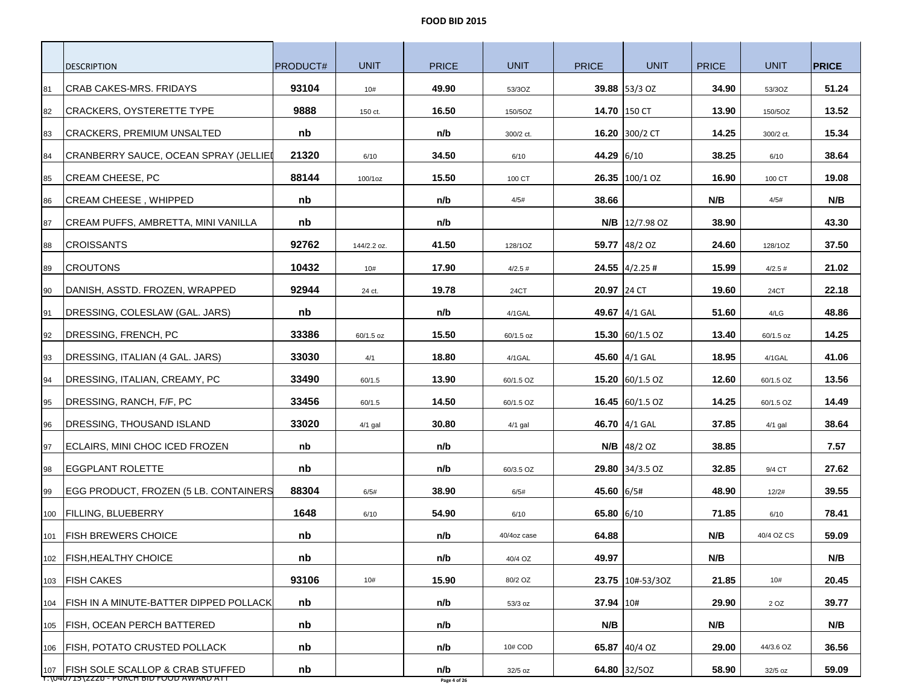**FOOD BID 2015**

| | DESCRIPTION | PRODUCT# | UNIT | PRICE | UNIT | PRICE | UNIT | PRICE | UNIT | PRICE |
|---|---|---|---|---|---|---|---|---|---|---|
| 81 | CRAB CAKES-MRS. FRIDAYS | 93104 | 10# | 49.90 | 53/3OZ | 39.88 | 53/3 OZ | 34.90 | 53/3OZ | 51.24 |
| 82 | CRACKERS, OYSTERETTE TYPE | 9888 | 150 ct. | 16.50 | 150/5OZ | 14.70 | 150 CT | 13.90 | 150/5OZ | 13.52 |
| 83 | CRACKERS, PREMIUM UNSALTED | nb | | n/b | 300/2 ct. | 16.20 | 300/2 CT | 14.25 | 300/2 ct. | 15.34 |
| 84 | CRANBERRY SAUCE, OCEAN SPRAY (JELLIED | 21320 | 6/10 | 34.50 | 6/10 | 44.29 | 6/10 | 38.25 | 6/10 | 38.64 |
| 85 | CREAM CHEESE, PC | 88144 | 100/1oz | 15.50 | 100 CT | 26.35 | 100/1 OZ | 16.90 | 100 CT | 19.08 |
| 86 | CREAM CHEESE , WHIPPED | nb | | n/b | 4/5# | 38.66 | | N/B | 4/5# | N/B |
| 87 | CREAM PUFFS, AMBRETTA, MINI VANILLA | nb | | n/b | | N/B | 12/7.98 OZ | 38.90 | | 43.30 |
| 88 | CROISSANTS | 92762 | 144/2.2 oz. | 41.50 | 128/1OZ | 59.77 | 48/2 OZ | 24.60 | 128/1OZ | 37.50 |
| 89 | CROUTONS | 10432 | 10# | 17.90 | 4/2.5 # | 24.55 | 4/2.25 # | 15.99 | 4/2.5 # | 21.02 |
| 90 | DANISH, ASSTD. FROZEN, WRAPPED | 92944 | 24 ct. | 19.78 | 24CT | 20.97 | 24 CT | 19.60 | 24CT | 22.18 |
| 91 | DRESSING, COLESLAW (GAL. JARS) | nb | | n/b | 4/1GAL | 49.67 | 4/1 GAL | 51.60 | 4/LG | 48.86 |
| 92 | DRESSING, FRENCH, PC | 33386 | 60/1.5 oz | 15.50 | 60/1.5 oz | 15.30 | 60/1.5 OZ | 13.40 | 60/1.5 oz | 14.25 |
| 93 | DRESSING, ITALIAN (4 GAL. JARS) | 33030 | 4/1 | 18.80 | 4/1GAL | 45.60 | 4/1 GAL | 18.95 | 4/1GAL | 41.06 |
| 94 | DRESSING, ITALIAN, CREAMY, PC | 33490 | 60/1.5 | 13.90 | 60/1.5 OZ | 15.20 | 60/1.5 OZ | 12.60 | 60/1.5 OZ | 13.56 |
| 95 | DRESSING, RANCH, F/F, PC | 33456 | 60/1.5 | 14.50 | 60/1.5 OZ | 16.45 | 60/1.5 OZ | 14.25 | 60/1.5 OZ | 14.49 |
| 96 | DRESSING, THOUSAND ISLAND | 33020 | 4/1 gal | 30.80 | 4/1 gal | 46.70 | 4/1 GAL | 37.85 | 4/1 gal | 38.64 |
| 97 | ECLAIRS, MINI CHOC ICED FROZEN | nb | | n/b | | N/B | 48/2 OZ | 38.85 | | 7.57 |
| 98 | EGGPLANT ROLETTE | nb | | n/b | 60/3.5 OZ | 29.80 | 34/3.5 OZ | 32.85 | 9/4 CT | 27.62 |
| 99 | EGG PRODUCT, FROZEN (5 LB. CONTAINERS | 88304 | 6/5# | 38.90 | 6/5# | 45.60 | 6/5# | 48.90 | 12/2# | 39.55 |
| 100 | FILLING, BLUEBERRY | 1648 | 6/10 | 54.90 | 6/10 | 65.80 | 6/10 | 71.85 | 6/10 | 78.41 |
| 101 | FISH BREWERS CHOICE | nb | | n/b | 40/4oz case | 64.88 | | N/B | 40/4 OZ CS | 59.09 |
| 102 | FISH,HEALTHY CHOICE | nb | | n/b | 40/4 OZ | 49.97 | | N/B | | N/B |
| 103 | FISH CAKES | 93106 | 10# | 15.90 | 80/2 OZ | 23.75 | 10#-53/3OZ | 21.85 | 10# | 20.45 |
| 104 | FISH IN A MINUTE-BATTER DIPPED POLLACK | nb | | n/b | 53/3 oz | 37.94 | 10# | 29.90 | 2 OZ | 39.77 |
| 105 | FISH, OCEAN PERCH BATTERED | nb | | n/b | | N/B | | N/B | | N/B |
| 106 | FISH, POTATO CRUSTED POLLACK | nb | | n/b | 10# COD | 65.87 | 40/4 OZ | 29.00 | 44/3.6 OZ | 36.56 |
| 107 | FISH SOLE SCALLOP & CRAB STUFFED | nb | | n/b | 32/5 oz | 64.80 | 32/5OZ | 58.90 | 32/5 oz | 59.09 |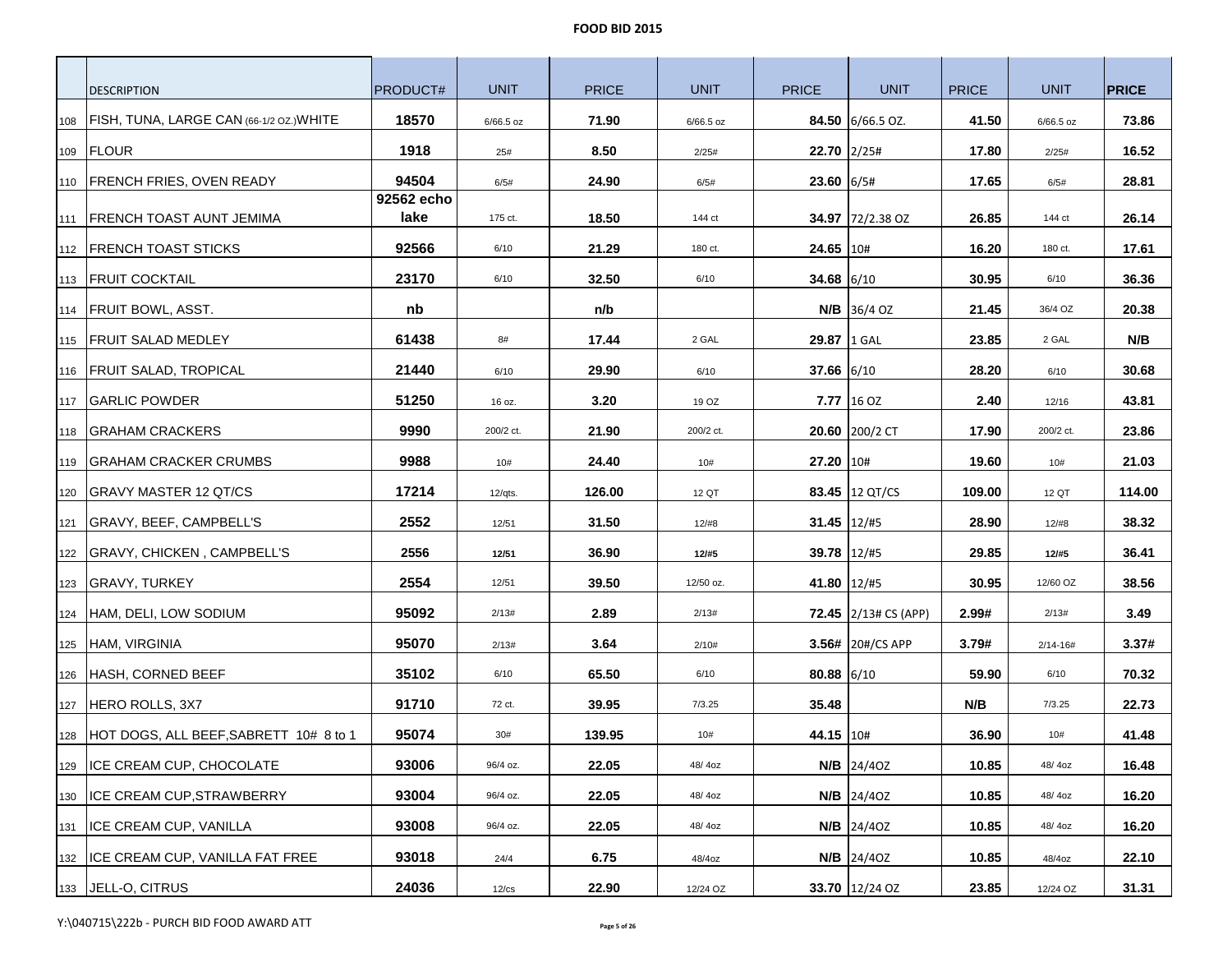# FOOD BID 2015

| | DESCRIPTION | PRODUCT# | UNIT | PRICE | UNIT | PRICE | UNIT | PRICE | UNIT | PRICE |
|---|---|---|---|---|---|---|---|---|---|---|
| 108 | FISH, TUNA, LARGE CAN (66-1/2 OZ.)WHITE | 18570 | 6/66.5 oz | 71.90 | 6/66.5 oz | 84.50 | 6/66.5 OZ. | 41.50 | 6/66.5 oz | 73.86 |
| 109 | FLOUR | 1918 | 25# | 8.50 | 2/25# | 22.70 | 2/25# | 17.80 | 2/25# | 16.52 |
| 110 | FRENCH FRIES, OVEN READY | 94504 | 6/5# | 24.90 | 6/5# | 23.60 | 6/5# | 17.65 | 6/5# | 28.81 |
| 111 | FRENCH TOAST AUNT JEMIMA | 92562 echo lake | 175 ct. | 18.50 | 144 ct | 34.97 | 72/2.38 OZ | 26.85 | 144 ct | 26.14 |
| 112 | FRENCH TOAST STICKS | 92566 | 6/10 | 21.29 | 180 ct. | 24.65 | 10# | 16.20 | 180 ct. | 17.61 |
| 113 | FRUIT COCKTAIL | 23170 | 6/10 | 32.50 | 6/10 | 34.68 | 6/10 | 30.95 | 6/10 | 36.36 |
| 114 | FRUIT BOWL, ASST. | nb | | n/b | | N/B | 36/4 OZ | 21.45 | 36/4 OZ | 20.38 |
| 115 | FRUIT SALAD MEDLEY | 61438 | 8# | 17.44 | 2 GAL | 29.87 | 1 GAL | 23.85 | 2 GAL | N/B |
| 116 | FRUIT SALAD, TROPICAL | 21440 | 6/10 | 29.90 | 6/10 | 37.66 | 6/10 | 28.20 | 6/10 | 30.68 |
| 117 | GARLIC POWDER | 51250 | 16 oz. | 3.20 | 19 OZ | 7.77 | 16 OZ | 2.40 | 12/16 | 43.81 |
| 118 | GRAHAM CRACKERS | 9990 | 200/2 ct. | 21.90 | 200/2 ct. | 20.60 | 200/2 CT | 17.90 | 200/2 ct. | 23.86 |
| 119 | GRAHAM CRACKER CRUMBS | 9988 | 10# | 24.40 | 10# | 27.20 | 10# | 19.60 | 10# | 21.03 |
| 120 | GRAVY MASTER 12 QT/CS | 17214 | 12/qts. | 126.00 | 12 QT | 83.45 | 12 QT/CS | 109.00 | 12 QT | 114.00 |
| 121 | GRAVY, BEEF, CAMPBELL'S | 2552 | 12/51 | 31.50 | 12/#8 | 31.45 | 12/#5 | 28.90 | 12/#8 | 38.32 |
| 122 | GRAVY, CHICKEN , CAMPBELL'S | 2556 | 12/51 | 36.90 | 12/#5 | 39.78 | 12/#5 | 29.85 | 12/#5 | 36.41 |
| 123 | GRAVY, TURKEY | 2554 | 12/51 | 39.50 | 12/50 oz. | 41.80 | 12/#5 | 30.95 | 12/60 OZ | 38.56 |
| 124 | HAM, DELI, LOW SODIUM | 95092 | 2/13# | 2.89 | 2/13# | 72.45 | 2/13# CS (APP) | 2.99# | 2/13# | 3.49 |
| 125 | HAM, VIRGINIA | 95070 | 2/13# | 3.64 | 2/10# | 3.56# | 20#/CS APP | 3.79# | 2/14-16# | 3.37# |
| 126 | HASH, CORNED BEEF | 35102 | 6/10 | 65.50 | 6/10 | 80.88 | 6/10 | 59.90 | 6/10 | 70.32 |
| 127 | HERO ROLLS, 3X7 | 91710 | 72 ct. | 39.95 | 7/3.25 | 35.48 | | N/B | 7/3.25 | 22.73 |
| 128 | HOT DOGS, ALL BEEF,SABRETT 10# 8 to 1 | 95074 | 30# | 139.95 | 10# | 44.15 | 10# | 36.90 | 10# | 41.48 |
| 129 | ICE CREAM CUP, CHOCOLATE | 93006 | 96/4 oz. | 22.05 | 48/ 4oz | N/B | 24/4OZ | 10.85 | 48/ 4oz | 16.48 |
| 130 | ICE CREAM CUP,STRAWBERRY | 93004 | 96/4 oz. | 22.05 | 48/ 4oz | N/B | 24/4OZ | 10.85 | 48/ 4oz | 16.20 |
| 131 | ICE CREAM CUP, VANILLA | 93008 | 96/4 oz. | 22.05 | 48/ 4oz | N/B | 24/4OZ | 10.85 | 48/ 4oz | 16.20 |
| 132 | ICE CREAM CUP, VANILLA FAT FREE | 93018 | 24/4 | 6.75 | 48/4oz | N/B | 24/4OZ | 10.85 | 48/4oz | 22.10 |
| 133 | JELL-O, CITRUS | 24036 | 12/cs | 22.90 | 12/24 OZ | 33.70 | 12/24 OZ | 23.85 | 12/24 OZ | 31.31 |

Y:\040715\222b - PURCH BID FOOD AWARD ATT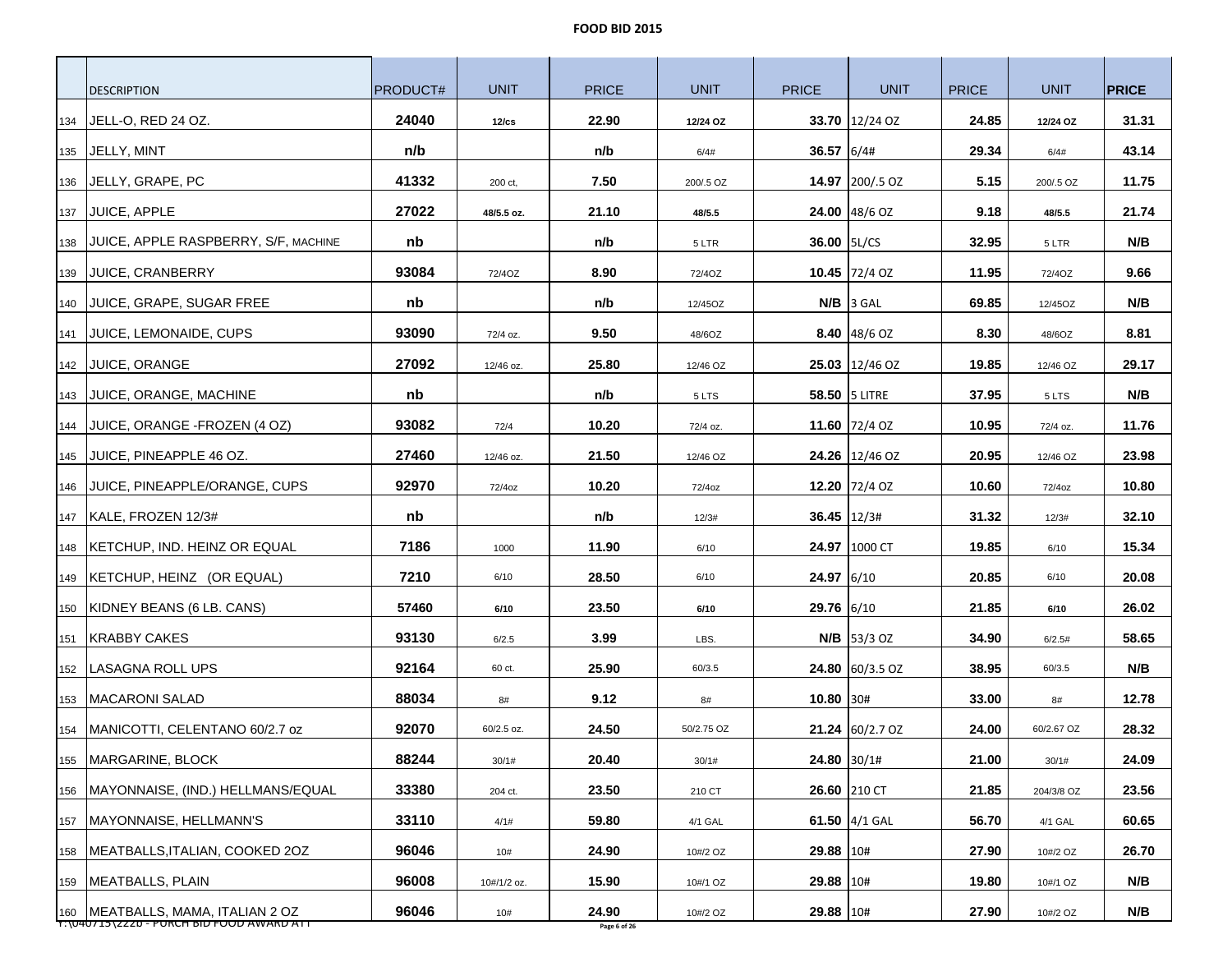# FOOD BID 2015

| | DESCRIPTION | PRODUCT# | UNIT | PRICE | UNIT | PRICE | UNIT | PRICE | UNIT | PRICE |
|---|---|---|---|---|---|---|---|---|---|---|
| 134 | JELL-O, RED 24 OZ. | 24040 | 12/cs | 22.90 | 12/24 OZ | 33.70 | 12/24 OZ | 24.85 | 12/24 OZ | 31.31 |
| 135 | JELLY, MINT | n/b | | n/b | 6/4# | 36.57 | 6/4# | 29.34 | 6/4# | 43.14 |
| 136 | JELLY, GRAPE, PC | 41332 | 200 ct, | 7.50 | 200/.5 OZ | 14.97 | 200/.5 OZ | 5.15 | 200/.5 OZ | 11.75 |
| 137 | JUICE, APPLE | 27022 | 48/5.5 oz. | 21.10 | 48/5.5 | 24.00 | 48/6 OZ | 9.18 | 48/5.5 | 21.74 |
| 138 | JUICE, APPLE RASPBERRY, S/F, MACHINE | nb | | n/b | 5 LTR | 36.00 | 5L/CS | 32.95 | 5 LTR | N/B |
| 139 | JUICE, CRANBERRY | 93084 | 72/4OZ | 8.90 | 72/4OZ | 10.45 | 72/4 OZ | 11.95 | 72/4OZ | 9.66 |
| 140 | JUICE, GRAPE, SUGAR FREE | nb | | n/b | 12/45OZ | N/B | 3 GAL | 69.85 | 12/45OZ | N/B |
| 141 | JUICE, LEMONAIDE, CUPS | 93090 | 72/4 oz. | 9.50 | 48/6OZ | 8.40 | 48/6 OZ | 8.30 | 48/6OZ | 8.81 |
| 142 | JUICE, ORANGE | 27092 | 12/46 oz. | 25.80 | 12/46 OZ | 25.03 | 12/46 OZ | 19.85 | 12/46 OZ | 29.17 |
| 143 | JUICE, ORANGE, MACHINE | nb | | n/b | 5 LTS | 58.50 | 5 LITRE | 37.95 | 5 LTS | N/B |
| 144 | JUICE, ORANGE -FROZEN (4 OZ) | 93082 | 72/4 | 10.20 | 72/4 oz. | 11.60 | 72/4 OZ | 10.95 | 72/4 oz. | 11.76 |
| 145 | JUICE, PINEAPPLE 46 OZ. | 27460 | 12/46 oz. | 21.50 | 12/46 OZ | 24.26 | 12/46 OZ | 20.95 | 12/46 OZ | 23.98 |
| 146 | JUICE, PINEAPPLE/ORANGE, CUPS | 92970 | 72/4oz | 10.20 | 72/4oz | 12.20 | 72/4 OZ | 10.60 | 72/4oz | 10.80 |
| 147 | KALE, FROZEN 12/3# | nb | | n/b | 12/3# | 36.45 | 12/3# | 31.32 | 12/3# | 32.10 |
| 148 | KETCHUP, IND. HEINZ OR EQUAL | 7186 | 1000 | 11.90 | 6/10 | 24.97 | 1000 CT | 19.85 | 6/10 | 15.34 |
| 149 | KETCHUP, HEINZ (OR EQUAL) | 7210 | 6/10 | 28.50 | 6/10 | 24.97 | 6/10 | 20.85 | 6/10 | 20.08 |
| 150 | KIDNEY BEANS (6 LB. CANS) | 57460 | 6/10 | 23.50 | 6/10 | 29.76 | 6/10 | 21.85 | 6/10 | 26.02 |
| 151 | KRABBY CAKES | 93130 | 6/2.5 | 3.99 | LBS. | N/B | 53/3 OZ | 34.90 | 6/2.5# | 58.65 |
| 152 | LASAGNA ROLL UPS | 92164 | 60 ct. | 25.90 | 60/3.5 | 24.80 | 60/3.5 OZ | 38.95 | 60/3.5 | N/B |
| 153 | MACARONI SALAD | 88034 | 8# | 9.12 | 8# | 10.80 | 30# | 33.00 | 8# | 12.78 |
| 154 | MANICOTTI, CELENTANO 60/2.7 oz | 92070 | 60/2.5 oz. | 24.50 | 50/2.75 OZ | 21.24 | 60/2.7 OZ | 24.00 | 60/2.67 OZ | 28.32 |
| 155 | MARGARINE, BLOCK | 88244 | 30/1# | 20.40 | 30/1# | 24.80 | 30/1# | 21.00 | 30/1# | 24.09 |
| 156 | MAYONNAISE, (IND.) HELLMANS/EQUAL | 33380 | 204 ct. | 23.50 | 210 CT | 26.60 | 210 CT | 21.85 | 204/3/8 OZ | 23.56 |
| 157 | MAYONNAISE, HELLMANN'S | 33110 | 4/1# | 59.80 | 4/1 GAL | 61.50 | 4/1 GAL | 56.70 | 4/1 GAL | 60.65 |
| 158 | MEATBALLS,ITALIAN, COOKED 2OZ | 96046 | 10# | 24.90 | 10#/2 OZ | 29.88 | 10# | 27.90 | 10#/2 OZ | 26.70 |
| 159 | MEATBALLS, PLAIN | 96008 | 10#/1/2 oz. | 15.90 | 10#/1 OZ | 29.88 | 10# | 19.80 | 10#/1 OZ | N/B |
| 160 | MEATBALLS, MAMA, ITALIAN 2 OZ | 96046 | 10# | 24.90 | 10#/2 OZ | 29.88 | 10# | 27.90 | 10#/2 OZ | N/B |

Y:\040715\2226 - PURCH BID FOOD AWARD ATT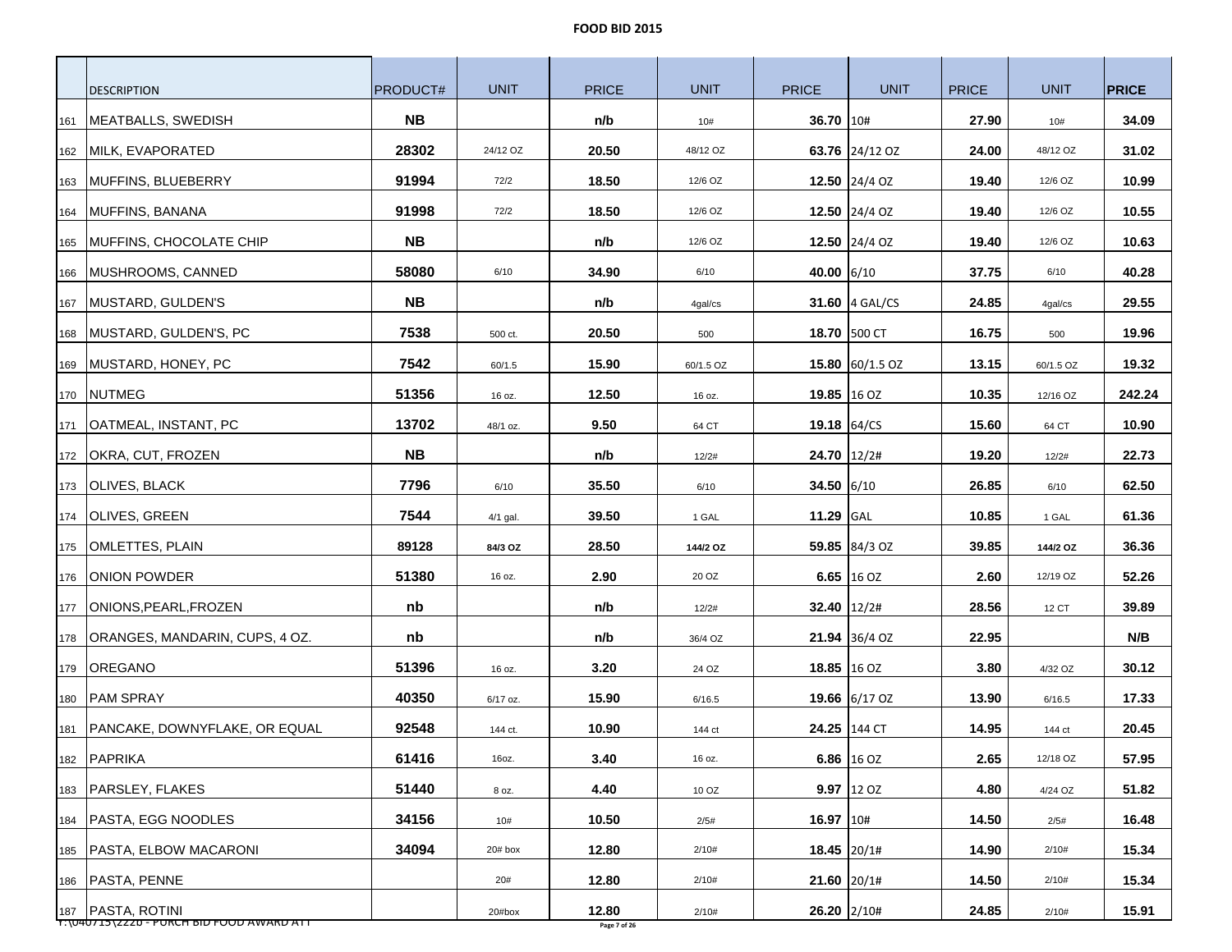# FOOD BID 2015

| | DESCRIPTION | PRODUCT# | UNIT | PRICE | UNIT | PRICE | UNIT | PRICE | UNIT | PRICE |
|---|---|---|---|---|---|---|---|---|---|---|
| 161 | MEATBALLS, SWEDISH | NB | | n/b | 10# | 36.70 | 10# | 27.90 | 10# | 34.09 |
| 162 | MILK, EVAPORATED | 28302 | 24/12 OZ | 20.50 | 48/12 OZ | 63.76 | 24/12 OZ | 24.00 | 48/12 OZ | 31.02 |
| 163 | MUFFINS, BLUEBERRY | 91994 | 72/2 | 18.50 | 12/6 OZ | 12.50 | 24/4 OZ | 19.40 | 12/6 OZ | 10.99 |
| 164 | MUFFINS, BANANA | 91998 | 72/2 | 18.50 | 12/6 OZ | 12.50 | 24/4 OZ | 19.40 | 12/6 OZ | 10.55 |
| 165 | MUFFINS, CHOCOLATE CHIP | NB | | n/b | 12/6 OZ | 12.50 | 24/4 OZ | 19.40 | 12/6 OZ | 10.63 |
| 166 | MUSHROOMS, CANNED | 58080 | 6/10 | 34.90 | 6/10 | 40.00 | 6/10 | 37.75 | 6/10 | 40.28 |
| 167 | MUSTARD, GULDEN'S | NB | | n/b | 4gal/cs | 31.60 | 4 GAL/CS | 24.85 | 4gal/cs | 29.55 |
| 168 | MUSTARD, GULDEN'S, PC | 7538 | 500 ct. | 20.50 | 500 | 18.70 | 500 CT | 16.75 | 500 | 19.96 |
| 169 | MUSTARD, HONEY, PC | 7542 | 60/1.5 | 15.90 | 60/1.5 OZ | 15.80 | 60/1.5 OZ | 13.15 | 60/1.5 OZ | 19.32 |
| 170 | NUTMEG | 51356 | 16 oz. | 12.50 | 16 oz. | 19.85 | 16 OZ | 10.35 | 12/16 OZ | 242.24 |
| 171 | OATMEAL, INSTANT, PC | 13702 | 48/1 oz. | 9.50 | 64 CT | 19.18 | 64/CS | 15.60 | 64 CT | 10.90 |
| 172 | OKRA, CUT, FROZEN | NB | | n/b | 12/2# | 24.70 | 12/2# | 19.20 | 12/2# | 22.73 |
| 173 | OLIVES, BLACK | 7796 | 6/10 | 35.50 | 6/10 | 34.50 | 6/10 | 26.85 | 6/10 | 62.50 |
| 174 | OLIVES, GREEN | 7544 | 4/1 gal. | 39.50 | 1 GAL | 11.29 | GAL | 10.85 | 1 GAL | 61.36 |
| 175 | OMLETTES, PLAIN | 89128 | 84/3 OZ | 28.50 | 144/2 OZ | 59.85 | 84/3 OZ | 39.85 | 144/2 OZ | 36.36 |
| 176 | ONION POWDER | 51380 | 16 oz. | 2.90 | 20 OZ | 6.65 | 16 OZ | 2.60 | 12/19 OZ | 52.26 |
| 177 | ONIONS,PEARL,FROZEN | nb | | n/b | 12/2# | 32.40 | 12/2# | 28.56 | 12 CT | 39.89 |
| 178 | ORANGES, MANDARIN, CUPS, 4 OZ. | nb | | n/b | 36/4 OZ | 21.94 | 36/4 OZ | 22.95 | | N/B |
| 179 | OREGANO | 51396 | 16 oz. | 3.20 | 24 OZ | 18.85 | 16 OZ | 3.80 | 4/32 OZ | 30.12 |
| 180 | PAM SPRAY | 40350 | 6/17 oz. | 15.90 | 6/16.5 | 19.66 | 6/17 OZ | 13.90 | 6/16.5 | 17.33 |
| 181 | PANCAKE, DOWNYFLAKE, OR EQUAL | 92548 | 144 ct. | 10.90 | 144 ct | 24.25 | 144 CT | 14.95 | 144 ct | 20.45 |
| 182 | PAPRIKA | 61416 | 16oz. | 3.40 | 16 oz. | 6.86 | 16 OZ | 2.65 | 12/18 OZ | 57.95 |
| 183 | PARSLEY, FLAKES | 51440 | 8 oz. | 4.40 | 10 OZ | 9.97 | 12 OZ | 4.80 | 4/24 OZ | 51.82 |
| 184 | PASTA, EGG NOODLES | 34156 | 10# | 10.50 | 2/5# | 16.97 | 10# | 14.50 | 2/5# | 16.48 |
| 185 | PASTA, ELBOW MACARONI | 34094 | 20# box | 12.80 | 2/10# | 18.45 | 20/1# | 14.90 | 2/10# | 15.34 |
| 186 | PASTA, PENNE | | 20# | 12.80 | 2/10# | 21.60 | 20/1# | 14.50 | 2/10# | 15.34 |
| 187 | PASTA, ROTINI | | 20#box | 12.80 | 2/10# | 26.20 | 2/10# | 24.85 | 2/10# | 15.91 |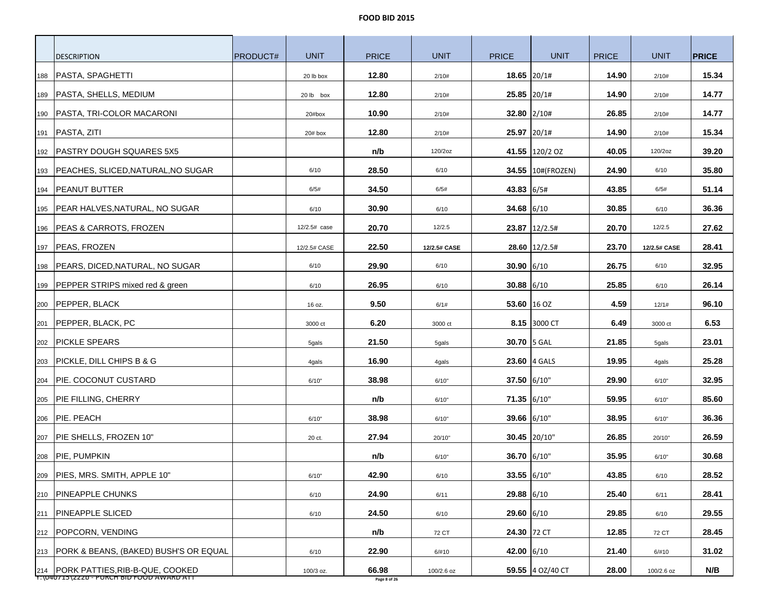# FOOD BID 2015

| | DESCRIPTION | PRODUCT# | UNIT | PRICE | UNIT | PRICE | UNIT | PRICE | UNIT | PRICE |
|---|---|---|---|---|---|---|---|---|---|---|
| 188 | PASTA, SPAGHETTI | | 20 lb box | 12.80 | 2/10# | 18.65 | 20/1# | 14.90 | 2/10# | 15.34 |
| 189 | PASTA, SHELLS, MEDIUM | | 20 lb box | 12.80 | 2/10# | 25.85 | 20/1# | 14.90 | 2/10# | 14.77 |
| 190 | PASTA, TRI-COLOR MACARONI | | 20#box | 10.90 | 2/10# | 32.80 | 2/10# | 26.85 | 2/10# | 14.77 |
| 191 | PASTA, ZITI | | 20# box | 12.80 | 2/10# | 25.97 | 20/1# | 14.90 | 2/10# | 15.34 |
| 192 | PASTRY DOUGH SQUARES 5X5 | | | n/b | 120/2oz | 41.55 | 120/2 OZ | 40.05 | 120/2oz | 39.20 |
| 193 | PEACHES, SLICED,NATURAL,NO SUGAR | | 6/10 | 28.50 | 6/10 | 34.55 | 10#(FROZEN) | 24.90 | 6/10 | 35.80 |
| 194 | PEANUT BUTTER | | 6/5# | 34.50 | 6/5# | 43.83 | 6/5# | 43.85 | 6/5# | 51.14 |
| 195 | PEAR HALVES,NATURAL, NO SUGAR | | 6/10 | 30.90 | 6/10 | 34.68 | 6/10 | 30.85 | 6/10 | 36.36 |
| 196 | PEAS & CARROTS, FROZEN | | 12/2.5# case | 20.70 | 12/2.5 | 23.87 | 12/2.5# | 20.70 | 12/2.5 | 27.62 |
| 197 | PEAS, FROZEN | | 12/2.5# CASE | 22.50 | 12/2.5# CASE | 28.60 | 12/2.5# | 23.70 | 12/2.5# CASE | 28.41 |
| 198 | PEARS, DICED,NATURAL, NO SUGAR | | 6/10 | 29.90 | 6/10 | 30.90 | 6/10 | 26.75 | 6/10 | 32.95 |
| 199 | PEPPER STRIPS mixed red & green | | 6/10 | 26.95 | 6/10 | 30.88 | 6/10 | 25.85 | 6/10 | 26.14 |
| 200 | PEPPER, BLACK | | 16 oz. | 9.50 | 6/1# | 53.60 | 16 OZ | 4.59 | 12/1# | 96.10 |
| 201 | PEPPER, BLACK, PC | | 3000 ct | 6.20 | 3000 ct | 8.15 | 3000 CT | 6.49 | 3000 ct | 6.53 |
| 202 | PICKLE SPEARS | | 5gals | 21.50 | 5gals | 30.70 | 5 GAL | 21.85 | 5gals | 23.01 |
| 203 | PICKLE, DILL CHIPS B & G | | 4gals | 16.90 | 4gals | 23.60 | 4 GALS | 19.95 | 4gals | 25.28 |
| 204 | PIE. COCONUT CUSTARD | | 6/10" | 38.98 | 6/10" | 37.50 | 6/10" | 29.90 | 6/10" | 32.95 |
| 205 | PIE FILLING, CHERRY | | | n/b | 6/10" | 71.35 | 6/10" | 59.95 | 6/10" | 85.60 |
| 206 | PIE. PEACH | | 6/10" | 38.98 | 6/10" | 39.66 | 6/10" | 38.95 | 6/10" | 36.36 |
| 207 | PIE SHELLS, FROZEN 10" | | 20 ct. | 27.94 | 20/10" | 30.45 | 20/10" | 26.85 | 20/10" | 26.59 |
| 208 | PIE, PUMPKIN | | | n/b | 6/10" | 36.70 | 6/10" | 35.95 | 6/10" | 30.68 |
| 209 | PIES, MRS. SMITH, APPLE 10" | | 6/10" | 42.90 | 6/10 | 33.55 | 6/10" | 43.85 | 6/10 | 28.52 |
| 210 | PINEAPPLE CHUNKS | | 6/10 | 24.90 | 6/11 | 29.88 | 6/10 | 25.40 | 6/11 | 28.41 |
| 211 | PINEAPPLE SLICED | | 6/10 | 24.50 | 6/10 | 29.60 | 6/10 | 29.85 | 6/10 | 29.55 |
| 212 | POPCORN, VENDING | | | n/b | 72 CT | 24.30 | 72 CT | 12.85 | 72 CT | 28.45 |
| 213 | PORK & BEANS, (BAKED) BUSH'S OR EQUAL | | 6/10 | 22.90 | 6/#10 | 42.00 | 6/10 | 21.40 | 6/#10 | 31.02 |
| 214 | PORK PATTIES,RIB-B-QUE, COOKED | | 100/3 oz. | 66.98 | 100/2.6 oz | 59.55 | 4 OZ/40 CT | 28.00 | 100/2.6 oz | N/B |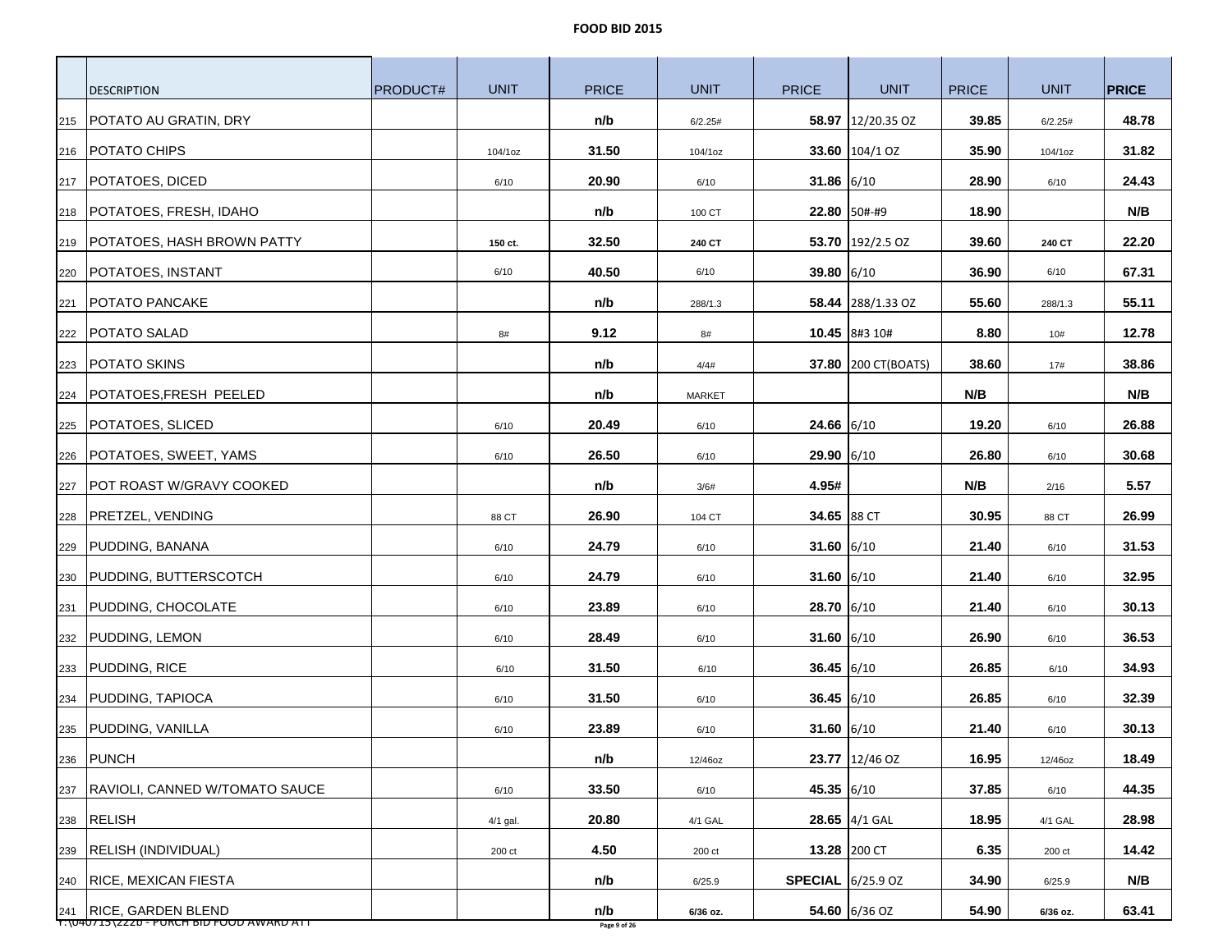# FOOD BID 2015

| | DESCRIPTION | PRODUCT# | UNIT | PRICE | UNIT | PRICE | UNIT | PRICE | UNIT | PRICE |
|---|---|---|---|---|---|---|---|---|---|---|
| 215 | POTATO AU GRATIN, DRY | | | n/b | 6/2.25# | 58.97 | 12/20.35 OZ | 39.85 | 6/2.25# | 48.78 |
| 216 | POTATO CHIPS | | 104/1oz | 31.50 | 104/1oz | 33.60 | 104/1 OZ | 35.90 | 104/1oz | 31.82 |
| 217 | POTATOES, DICED | | 6/10 | 20.90 | 6/10 | 31.86 | 6/10 | 28.90 | 6/10 | 24.43 |
| 218 | POTATOES, FRESH, IDAHO | | | n/b | 100 CT | 22.80 | 50#-#9 | 18.90 | | N/B |
| 219 | POTATOES, HASH BROWN PATTY | | 150 ct. | 32.50 | 240 CT | 53.70 | 192/2.5 OZ | 39.60 | 240 CT | 22.20 |
| 220 | POTATOES, INSTANT | | 6/10 | 40.50 | 6/10 | 39.80 | 6/10 | 36.90 | 6/10 | 67.31 |
| 221 | POTATO PANCAKE | | | n/b | 288/1.3 | 58.44 | 288/1.33 OZ | 55.60 | 288/1.3 | 55.11 |
| 222 | POTATO SALAD | | 8# | 9.12 | 8# | 10.45 | 8#3 10# | 8.80 | 10# | 12.78 |
| 223 | POTATO SKINS | | | n/b | 4/4# | 37.80 | 200 CT(BOATS) | 38.60 | 17# | 38.86 |
| 224 | POTATOES,FRESH PEELED | | | n/b | MARKET | | | N/B | | N/B |
| 225 | POTATOES, SLICED | | 6/10 | 20.49 | 6/10 | 24.66 | 6/10 | 19.20 | 6/10 | 26.88 |
| 226 | POTATOES, SWEET, YAMS | | 6/10 | 26.50 | 6/10 | 29.90 | 6/10 | 26.80 | 6/10 | 30.68 |
| 227 | POT ROAST W/GRAVY COOKED | | | n/b | 3/6# | 4.95# | | N/B | 2/16 | 5.57 |
| 228 | PRETZEL, VENDING | | 88 CT | 26.90 | 104 CT | 34.65 | 88 CT | 30.95 | 88 CT | 26.99 |
| 229 | PUDDING, BANANA | | 6/10 | 24.79 | 6/10 | 31.60 | 6/10 | 21.40 | 6/10 | 31.53 |
| 230 | PUDDING, BUTTERSCOTCH | | 6/10 | 24.79 | 6/10 | 31.60 | 6/10 | 21.40 | 6/10 | 32.95 |
| 231 | PUDDING, CHOCOLATE | | 6/10 | 23.89 | 6/10 | 28.70 | 6/10 | 21.40 | 6/10 | 30.13 |
| 232 | PUDDING, LEMON | | 6/10 | 28.49 | 6/10 | 31.60 | 6/10 | 26.90 | 6/10 | 36.53 |
| 233 | PUDDING, RICE | | 6/10 | 31.50 | 6/10 | 36.45 | 6/10 | 26.85 | 6/10 | 34.93 |
| 234 | PUDDING, TAPIOCA | | 6/10 | 31.50 | 6/10 | 36.45 | 6/10 | 26.85 | 6/10 | 32.39 |
| 235 | PUDDING, VANILLA | | 6/10 | 23.89 | 6/10 | 31.60 | 6/10 | 21.40 | 6/10 | 30.13 |
| 236 | PUNCH | | | n/b | 12/46oz | 23.77 | 12/46 OZ | 16.95 | 12/46oz | 18.49 |
| 237 | RAVIOLI, CANNED W/TOMATO SAUCE | | 6/10 | 33.50 | 6/10 | 45.35 | 6/10 | 37.85 | 6/10 | 44.35 |
| 238 | RELISH | | 4/1 gal. | 20.80 | 4/1 GAL | 28.65 | 4/1 GAL | 18.95 | 4/1 GAL | 28.98 |
| 239 | RELISH (INDIVIDUAL) | | 200 ct | 4.50 | 200 ct | 13.28 | 200 CT | 6.35 | 200 ct | 14.42 |
| 240 | RICE, MEXICAN FIESTA | | | n/b | 6/25.9 | SPECIAL | 6/25.9 OZ | 34.90 | 6/25.9 | N/B |
| 241 | RICE, GARDEN BLEND | | | n/b | 6/36 oz. | 54.60 | 6/36 OZ | 54.90 | 6/36 oz. | 63.41 |

Y:\040715\2226 - PURCH BID FOOD AWARD ATT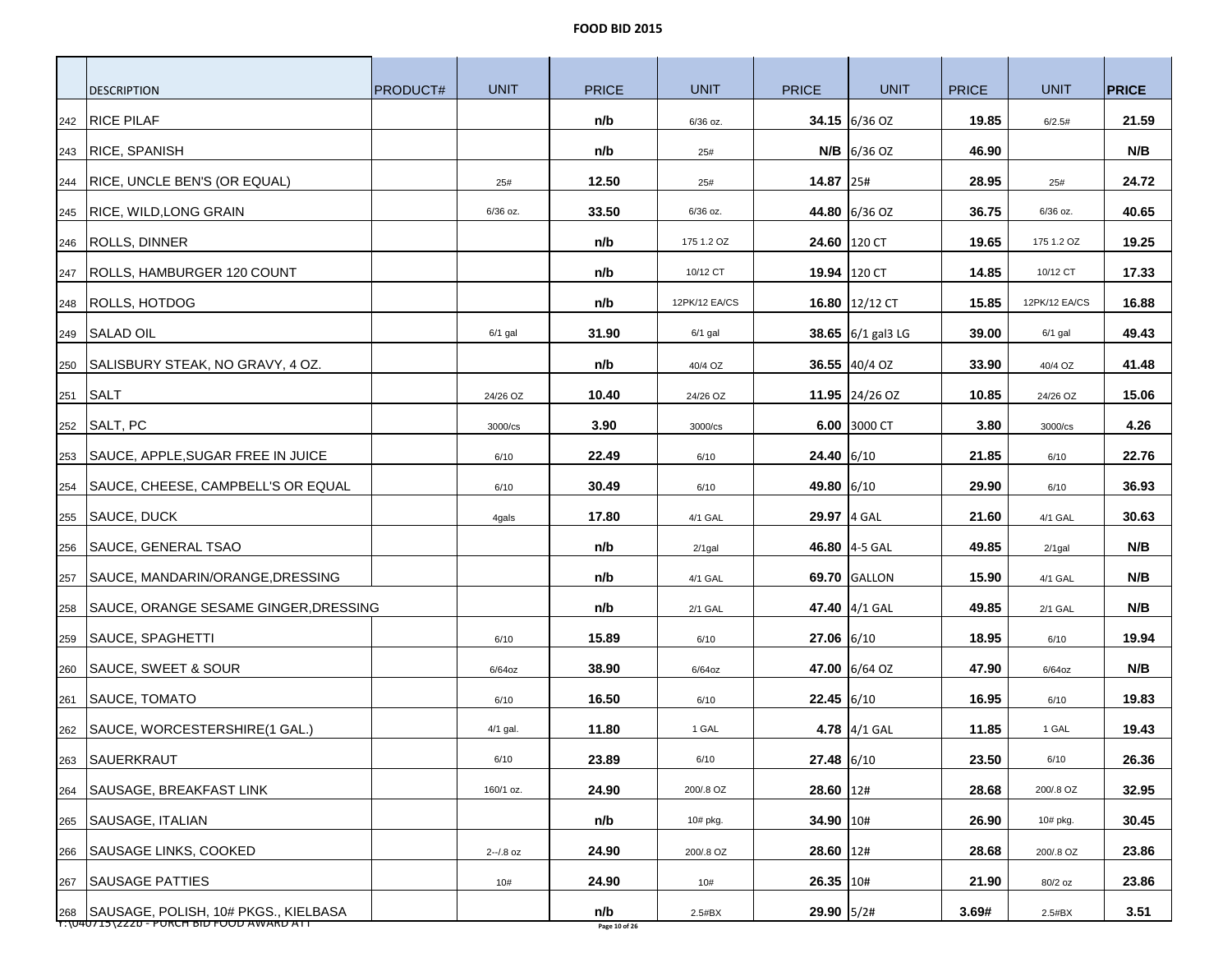# FOOD BID 2015

| | DESCRIPTION | PRODUCT# | UNIT | PRICE | UNIT | PRICE | UNIT | PRICE | UNIT | PRICE |
|---|---|---|---|---|---|---|---|---|---|---|
| 242 | RICE PILAF | | | n/b | 6/36 oz. | 34.15 | 6/36 OZ | 19.85 | 6/2.5# | 21.59 |
| 243 | RICE, SPANISH | | | n/b | 25# | N/B | 6/36 OZ | 46.90 | | N/B |
| 244 | RICE, UNCLE BEN'S (OR EQUAL) | | 25# | 12.50 | 25# | 14.87 | 25# | 28.95 | 25# | 24.72 |
| 245 | RICE, WILD,LONG GRAIN | | 6/36 oz. | 33.50 | 6/36 oz. | 44.80 | 6/36 OZ | 36.75 | 6/36 oz. | 40.65 |
| 246 | ROLLS, DINNER | | | n/b | 175 1.2 OZ | 24.60 | 120 CT | 19.65 | 175 1.2 OZ | 19.25 |
| 247 | ROLLS, HAMBURGER 120 COUNT | | | n/b | 10/12 CT | 19.94 | 120 CT | 14.85 | 10/12 CT | 17.33 |
| 248 | ROLLS, HOTDOG | | | n/b | 12PK/12 EA/CS | 16.80 | 12/12 CT | 15.85 | 12PK/12 EA/CS | 16.88 |
| 249 | SALAD OIL | | 6/1 gal | 31.90 | 6/1 gal | 38.65 | 6/1 gal3 LG | 39.00 | 6/1 gal | 49.43 |
| 250 | SALISBURY STEAK, NO GRAVY, 4 OZ. | | | n/b | 40/4 OZ | 36.55 | 40/4 OZ | 33.90 | 40/4 OZ | 41.48 |
| 251 | SALT | | 24/26 OZ | 10.40 | 24/26 OZ | 11.95 | 24/26 OZ | 10.85 | 24/26 OZ | 15.06 |
| 252 | SALT, PC | | 3000/cs | 3.90 | 3000/cs | 6.00 | 3000 CT | 3.80 | 3000/cs | 4.26 |
| 253 | SAUCE, APPLE,SUGAR FREE IN JUICE | | 6/10 | 22.49 | 6/10 | 24.40 | 6/10 | 21.85 | 6/10 | 22.76 |
| 254 | SAUCE, CHEESE, CAMPBELL'S OR EQUAL | | 6/10 | 30.49 | 6/10 | 49.80 | 6/10 | 29.90 | 6/10 | 36.93 |
| 255 | SAUCE, DUCK | | 4gals | 17.80 | 4/1 GAL | 29.97 | 4 GAL | 21.60 | 4/1 GAL | 30.63 |
| 256 | SAUCE, GENERAL TSAO | | | n/b | 2/1gal | 46.80 | 4-5 GAL | 49.85 | 2/1gal | N/B |
| 257 | SAUCE, MANDARIN/ORANGE,DRESSING | | | n/b | 4/1 GAL | 69.70 | GALLON | 15.90 | 4/1 GAL | N/B |
| 258 | SAUCE, ORANGE SESAME GINGER,DRESSING | | | n/b | 2/1 GAL | 47.40 | 4/1 GAL | 49.85 | 2/1 GAL | N/B |
| 259 | SAUCE, SPAGHETTI | | 6/10 | 15.89 | 6/10 | 27.06 | 6/10 | 18.95 | 6/10 | 19.94 |
| 260 | SAUCE, SWEET & SOUR | | 6/64oz | 38.90 | 6/64oz | 47.00 | 6/64 OZ | 47.90 | 6/64oz | N/B |
| 261 | SAUCE, TOMATO | | 6/10 | 16.50 | 6/10 | 22.45 | 6/10 | 16.95 | 6/10 | 19.83 |
| 262 | SAUCE, WORCESTERSHIRE(1 GAL.) | | 4/1 gal. | 11.80 | 1 GAL | 4.78 | 4/1 GAL | 11.85 | 1 GAL | 19.43 |
| 263 | SAUERKRAUT | | 6/10 | 23.89 | 6/10 | 27.48 | 6/10 | 23.50 | 6/10 | 26.36 |
| 264 | SAUSAGE, BREAKFAST LINK | | 160/1 oz. | 24.90 | 200/.8 OZ | 28.60 | 12# | 28.68 | 200/.8 OZ | 32.95 |
| 265 | SAUSAGE, ITALIAN | | | n/b | 10# pkg. | 34.90 | 10# | 26.90 | 10# pkg. | 30.45 |
| 266 | SAUSAGE LINKS, COOKED | | 2--/.8 oz | 24.90 | 200/.8 OZ | 28.60 | 12# | 28.68 | 200/.8 OZ | 23.86 |
| 267 | SAUSAGE PATTIES | | 10# | 24.90 | 10# | 26.35 | 10# | 21.90 | 80/2 oz | 23.86 |
| 268 | SAUSAGE, POLISH, 10# PKGS., KIELBASA | | | n/b | 2.5#BX | 29.90 | 5/2# | 3.69# | 2.5#BX | 3.51 |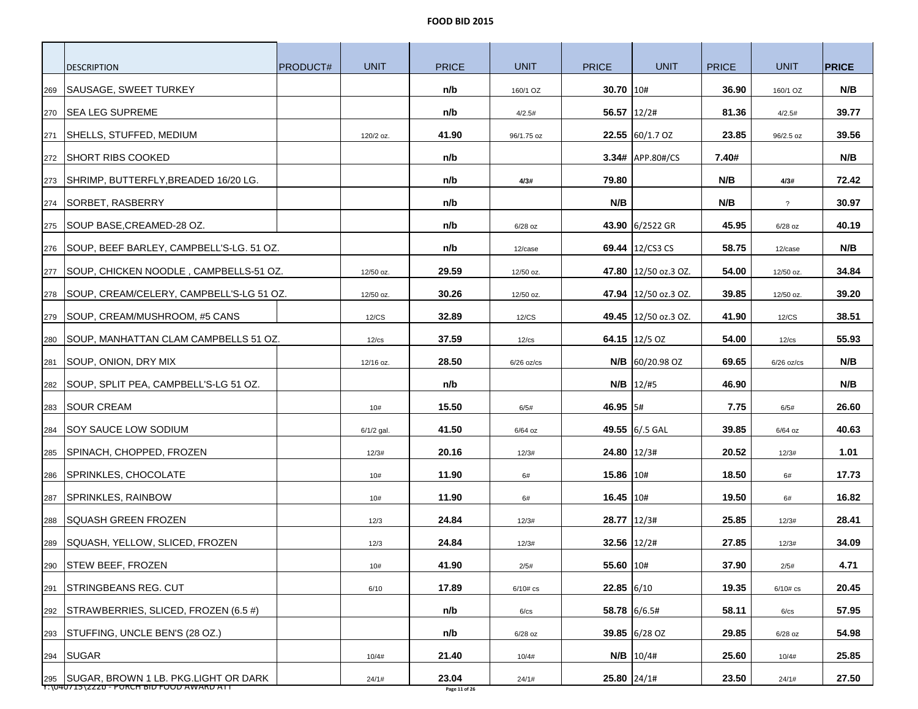# FOOD BID 2015

| | DESCRIPTION | PRODUCT# | UNIT | PRICE | UNIT | PRICE | UNIT | PRICE | UNIT | PRICE |
|---|---|---|---|---|---|---|---|---|---|---|
| 269 | SAUSAGE, SWEET TURKEY | | | n/b | 160/1 OZ | 30.70 | 10# | 36.90 | 160/1 OZ | N/B |
| 270 | SEA LEG SUPREME | | | n/b | 4/2.5# | 56.57 | 12/2# | 81.36 | 4/2.5# | 39.77 |
| 271 | SHELLS, STUFFED, MEDIUM | | 120/2 oz. | 41.90 | 96/1.75 oz | 22.55 | 60/1.7 OZ | 23.85 | 96/2.5 oz | 39.56 |
| 272 | SHORT RIBS COOKED | | | n/b | | 3.34# | APP.80#/CS | 7.40# | | N/B |
| 273 | SHRIMP, BUTTERFLY,BREADED 16/20 LG. | | | n/b | 4/3# | 79.80 | | N/B | 4/3# | 72.42 |
| 274 | SORBET, RASBERRY | | | n/b | | N/B | | N/B | ? | 30.97 |
| 275 | SOUP BASE,CREAMED-28 OZ. | | | n/b | 6/28 oz | 43.90 | 6/2522 GR | 45.95 | 6/28 oz | 40.19 |
| 276 | SOUP, BEEF BARLEY, CAMPBELL'S-LG. 51 OZ. | | | n/b | 12/case | 69.44 | 12/CS3 CS | 58.75 | 12/case | N/B |
| 277 | SOUP, CHICKEN NOODLE , CAMPBELLS-51 OZ. | | 12/50 oz. | 29.59 | 12/50 oz. | 47.80 | 12/50 oz.3 OZ. | 54.00 | 12/50 oz. | 34.84 |
| 278 | SOUP, CREAM/CELERY, CAMPBELL'S-LG 51 OZ. | | 12/50 oz. | 30.26 | 12/50 oz. | 47.94 | 12/50 oz.3 OZ. | 39.85 | 12/50 oz. | 39.20 |
| 279 | SOUP, CREAM/MUSHROOM, #5 CANS | | 12/CS | 32.89 | 12/CS | 49.45 | 12/50 oz.3 OZ. | 41.90 | 12/CS | 38.51 |
| 280 | SOUP, MANHATTAN CLAM CAMPBELLS 51 OZ. | | 12/cs | 37.59 | 12/cs | 64.15 | 12/5 OZ | 54.00 | 12/cs | 55.93 |
| 281 | SOUP, ONION, DRY MIX | | 12/16 oz. | 28.50 | 6/26 oz/cs | N/B | 60/20.98 OZ | 69.65 | 6/26 oz/cs | N/B |
| 282 | SOUP, SPLIT PEA, CAMPBELL'S-LG 51 OZ. | | | n/b | | N/B | 12/#5 | 46.90 | | N/B |
| 283 | SOUR CREAM | | 10# | 15.50 | 6/5# | 46.95 | 5# | 7.75 | 6/5# | 26.60 |
| 284 | SOY SAUCE LOW SODIUM | | 6/1/2 gal. | 41.50 | 6/64 oz | 49.55 | 6/.5 GAL | 39.85 | 6/64 oz | 40.63 |
| 285 | SPINACH, CHOPPED, FROZEN | | 12/3# | 20.16 | 12/3# | 24.80 | 12/3# | 20.52 | 12/3# | 1.01 |
| 286 | SPRINKLES, CHOCOLATE | | 10# | 11.90 | 6# | 15.86 | 10# | 18.50 | 6# | 17.73 |
| 287 | SPRINKLES, RAINBOW | | 10# | 11.90 | 6# | 16.45 | 10# | 19.50 | 6# | 16.82 |
| 288 | SQUASH GREEN FROZEN | | 12/3 | 24.84 | 12/3# | 28.77 | 12/3# | 25.85 | 12/3# | 28.41 |
| 289 | SQUASH, YELLOW, SLICED, FROZEN | | 12/3 | 24.84 | 12/3# | 32.56 | 12/2# | 27.85 | 12/3# | 34.09 |
| 290 | STEW BEEF, FROZEN | | 10# | 41.90 | 2/5# | 55.60 | 10# | 37.90 | 2/5# | 4.71 |
| 291 | STRINGBEANS REG. CUT | | 6/10 | 17.89 | 6/10# cs | 22.85 | 6/10 | 19.35 | 6/10# cs | 20.45 |
| 292 | STRAWBERRIES, SLICED, FROZEN (6.5 #) | | | n/b | 6/cs | 58.78 | 6/6.5# | 58.11 | 6/cs | 57.95 |
| 293 | STUFFING, UNCLE BEN'S (28 OZ.) | | | n/b | 6/28 oz | 39.85 | 6/28 OZ | 29.85 | 6/28 oz | 54.98 |
| 294 | SUGAR | | 10/4# | 21.40 | 10/4# | N/B | 10/4# | 25.60 | 10/4# | 25.85 |
| 295 | SUGAR, BROWN 1 LB. PKG.LIGHT OR DARK | | 24/1# | 23.04 | 24/1# | 25.80 | 24/1# | 23.50 | 24/1# | 27.50 |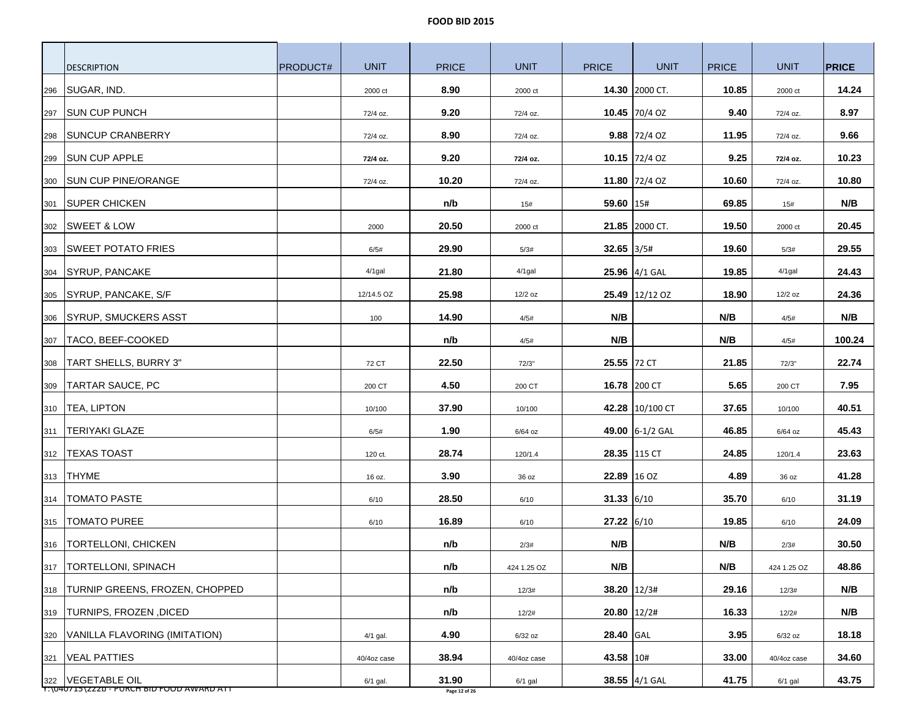# FOOD BID 2015

| | DESCRIPTION | PRODUCT# | UNIT | PRICE | UNIT | PRICE | UNIT | PRICE | UNIT | PRICE |
|---|---|---|---|---|---|---|---|---|---|---|
| 296 | SUGAR, IND. | | 2000 ct | 8.90 | 2000 ct | 14.30 | 2000 CT. | 10.85 | 2000 ct | 14.24 |
| 297 | SUN CUP PUNCH | | 72/4 oz. | 9.20 | 72/4 oz. | 10.45 | 70/4 OZ | 9.40 | 72/4 oz. | 8.97 |
| 298 | SUNCUP CRANBERRY | | 72/4 oz. | 8.90 | 72/4 oz. | 9.88 | 72/4 OZ | 11.95 | 72/4 oz. | 9.66 |
| 299 | SUN CUP APPLE | | 72/4 oz. | 9.20 | 72/4 oz. | 10.15 | 72/4 OZ | 9.25 | 72/4 oz. | 10.23 |
| 300 | SUN CUP PINE/ORANGE | | 72/4 oz. | 10.20 | 72/4 oz. | 11.80 | 72/4 OZ | 10.60 | 72/4 oz. | 10.80 |
| 301 | SUPER CHICKEN | | | n/b | 15# | 59.60 | 15# | 69.85 | 15# | N/B |
| 302 | SWEET & LOW | | 2000 | 20.50 | 2000 ct | 21.85 | 2000 CT. | 19.50 | 2000 ct | 20.45 |
| 303 | SWEET POTATO FRIES | | 6/5# | 29.90 | 5/3# | 32.65 | 3/5# | 19.60 | 5/3# | 29.55 |
| 304 | SYRUP, PANCAKE | | 4/1gal | 21.80 | 4/1gal | 25.96 | 4/1 GAL | 19.85 | 4/1gal | 24.43 |
| 305 | SYRUP, PANCAKE, S/F | | 12/14.5 OZ | 25.98 | 12/2 oz | 25.49 | 12/12 OZ | 18.90 | 12/2 oz | 24.36 |
| 306 | SYRUP, SMUCKERS ASST | | 100 | 14.90 | 4/5# | N/B | | N/B | 4/5# | N/B |
| 307 | TACO, BEEF-COOKED | | | n/b | 4/5# | N/B | | N/B | 4/5# | 100.24 |
| 308 | TART SHELLS, BURRY 3" | | 72 CT | 22.50 | 72/3" | 25.55 | 72 CT | 21.85 | 72/3" | 22.74 |
| 309 | TARTAR SAUCE, PC | | 200 CT | 4.50 | 200 CT | 16.78 | 200 CT | 5.65 | 200 CT | 7.95 |
| 310 | TEA, LIPTON | | 10/100 | 37.90 | 10/100 | 42.28 | 10/100 CT | 37.65 | 10/100 | 40.51 |
| 311 | TERIYAKI GLAZE | | 6/5# | 1.90 | 6/64 oz | 49.00 | 6-1/2 GAL | 46.85 | 6/64 oz | 45.43 |
| 312 | TEXAS TOAST | | 120 ct. | 28.74 | 120/1.4 | 28.35 | 115 CT | 24.85 | 120/1.4 | 23.63 |
| 313 | THYME | | 16 oz. | 3.90 | 36 oz | 22.89 | 16 OZ | 4.89 | 36 oz | 41.28 |
| 314 | TOMATO PASTE | | 6/10 | 28.50 | 6/10 | 31.33 | 6/10 | 35.70 | 6/10 | 31.19 |
| 315 | TOMATO PUREE | | 6/10 | 16.89 | 6/10 | 27.22 | 6/10 | 19.85 | 6/10 | 24.09 |
| 316 | TORTELLONI, CHICKEN | | | n/b | 2/3# | N/B | | N/B | 2/3# | 30.50 |
| 317 | TORTELLONI, SPINACH | | | n/b | 424 1.25 OZ | N/B | | N/B | 424 1.25 OZ | 48.86 |
| 318 | TURNIP GREENS, FROZEN, CHOPPED | | | n/b | 12/3# | 38.20 | 12/3# | 29.16 | 12/3# | N/B |
| 319 | TURNIPS, FROZEN ,DICED | | | n/b | 12/2# | 20.80 | 12/2# | 16.33 | 12/2# | N/B |
| 320 | VANILLA FLAVORING (IMITATION) | | 4/1 gal. | 4.90 | 6/32 oz | 28.40 | GAL | 3.95 | 6/32 oz | 18.18 |
| 321 | VEAL PATTIES | | 40/4oz case | 38.94 | 40/4oz case | 43.58 | 10# | 33.00 | 40/4oz case | 34.60 |
| 322 | VEGETABLE OIL | | 6/1 gal. | 31.90 | 6/1 gal | 38.55 | 4/1 GAL | 41.75 | 6/1 gal | 43.75 |

Y:\040715\2226 - PURCH BID FOOD AWARD ATT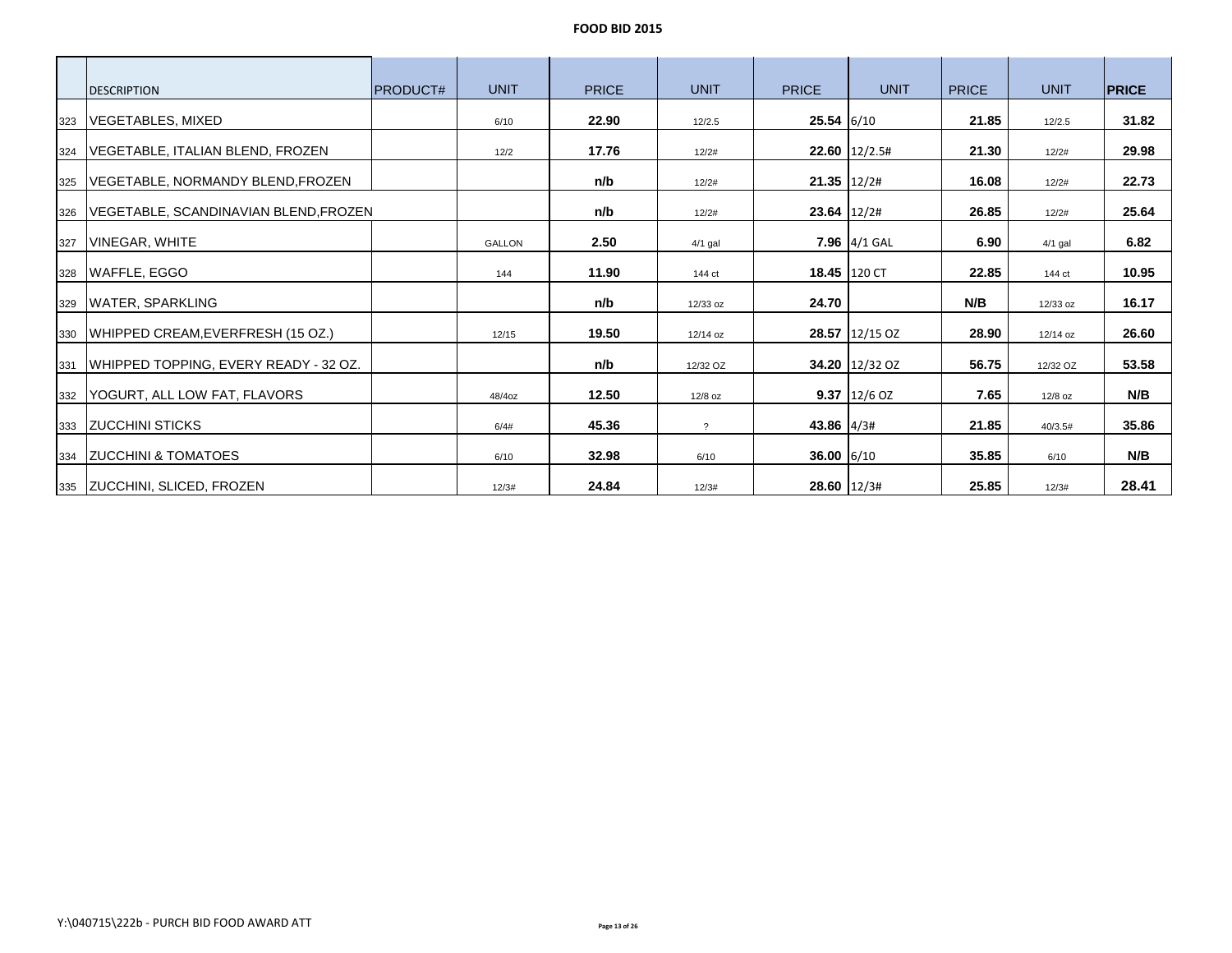# FOOD BID 2015

| | DESCRIPTION | PRODUCT# | UNIT | PRICE | UNIT | PRICE | UNIT | PRICE | UNIT | PRICE |
|---|---|---|---|---|---|---|---|---|---|---|
| 323 | VEGETABLES, MIXED | | 6/10 | **22.90** | 12/2.5 | **25.54** | 6/10 | **21.85** | 12/2.5 | **31.82** |
| 324 | VEGETABLE, ITALIAN BLEND, FROZEN | | 12/2 | **17.76** | 12/2# | **22.60** | 12/2.5# | **21.30** | 12/2# | **29.98** |
| 325 | VEGETABLE, NORMANDY BLEND,FROZEN | | | **n/b** | 12/2# | **21.35** | 12/2# | **16.08** | 12/2# | **22.73** |
| 326 | VEGETABLE, SCANDINAVIAN BLEND,FROZEN | | | **n/b** | 12/2# | **23.64** | 12/2# | **26.85** | 12/2# | **25.64** |
| 327 | VINEGAR, WHITE | | GALLON | **2.50** | 4/1 gal | **7.96** | 4/1 GAL | **6.90** | 4/1 gal | **6.82** |
| 328 | WAFFLE, EGGO | | 144 | **11.90** | 144 ct | **18.45** | 120 CT | **22.85** | 144 ct | **10.95** |
| 329 | WATER, SPARKLING | | | **n/b** | 12/33 oz | **24.70** | | **N/B** | 12/33 oz | **16.17** |
| 330 | WHIPPED CREAM,EVERFRESH (15 OZ.) | | 12/15 | **19.50** | 12/14 oz | **28.57** | 12/15 OZ | **28.90** | 12/14 oz | **26.60** |
| 331 | WHIPPED TOPPING, EVERY READY - 32 OZ. | | | **n/b** | 12/32 OZ | **34.20** | 12/32 OZ | **56.75** | 12/32 OZ | **53.58** |
| 332 | YOGURT, ALL LOW FAT, FLAVORS | | 48/4oz | **12.50** | 12/8 oz | **9.37** | 12/6 OZ | **7.65** | 12/8 oz | **N/B** |
| 333 | ZUCCHINI STICKS | | 6/4# | **45.36** | ? | **43.86** | 4/3# | **21.85** | 40/3.5# | **35.86** |
| 334 | ZUCCHINI & TOMATOES | | 6/10 | **32.98** | 6/10 | **36.00** | 6/10 | **35.85** | 6/10 | **N/B** |
| 335 | ZUCCHINI, SLICED, FROZEN | | 12/3# | **24.84** | 12/3# | **28.60** | 12/3# | **25.85** | 12/3# | **28.41** |

Y:\040715\222b - PURCH BID FOOD AWARD ATT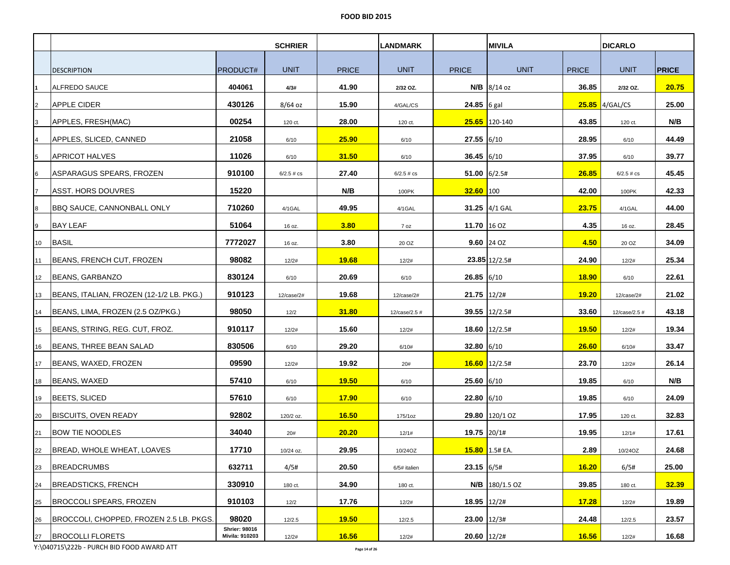# FOOD BID 2015

| | | | SCHRIER | | LANDMARK | | MIVILA | | DICARLO | |
|---|---|---|---|---|---|---|---|---|---|---|
| | DESCRIPTION | PRODUCT# | UNIT | PRICE | UNIT | PRICE | UNIT | PRICE | UNIT | PRICE |
| 1 | ALFREDO SAUCE | 404061 | 4/3# | 41.90 | 2/32 OZ. | N/B | 8/14 oz | 36.85 | 2/32 OZ. | 20.75 |
| 2 | APPLE CIDER | 430126 | 8/64 oz | 15.90 | 4/GAL/CS | 24.85 | 6 gal | 25.85 | 4/GAL/CS | 25.00 |
| 3 | APPLES, FRESH(MAC) | 00254 | 120 ct. | 28.00 | 120 ct. | 25.65 | 120-140 | 43.85 | 120 ct. | N/B |
| 4 | APPLES, SLICED, CANNED | 21058 | 6/10 | 25.90 | 6/10 | 27.55 | 6/10 | 28.95 | 6/10 | 44.49 |
| 5 | APRICOT HALVES | 11026 | 6/10 | 31.50 | 6/10 | 36.45 | 6/10 | 37.95 | 6/10 | 39.77 |
| 6 | ASPARAGUS SPEARS, FROZEN | 910100 | 6/2.5 # cs | 27.40 | 6/2.5 # cs | 51.00 | 6/2.5# | 26.85 | 6/2.5 # cs | 45.45 |
| 7 | ASST. HORS DOUVRES | 15220 | | N/B | 100PK | 32.60 | 100 | 42.00 | 100PK | 42.33 |
| 8 | BBQ SAUCE, CANNONBALL ONLY | 710260 | 4/1GAL | 49.95 | 4/1GAL | 31.25 | 4/1 GAL | 23.75 | 4/1GAL | 44.00 |
| 9 | BAY LEAF | 51064 | 16 oz. | 3.80 | 7 oz | 11.70 | 16 OZ | 4.35 | 16 oz. | 28.45 |
| 10 | BASIL | 7772027 | 16 oz. | 3.80 | 20 OZ | 9.60 | 24 OZ | 4.50 | 20 OZ | 34.09 |
| 11 | BEANS, FRENCH CUT, FROZEN | 98082 | 12/2# | 19.68 | 12/2# | 23.85 | 12/2.5# | 24.90 | 12/2# | 25.34 |
| 12 | BEANS, GARBANZO | 830124 | 6/10 | 20.69 | 6/10 | 26.85 | 6/10 | 18.90 | 6/10 | 22.61 |
| 13 | BEANS, ITALIAN, FROZEN (12-1/2 LB. PKG.) | 910123 | 12/case/2# | 19.68 | 12/case/2# | 21.75 | 12/2# | 19.20 | 12/case/2# | 21.02 |
| 14 | BEANS, LIMA, FROZEN (2.5 OZ/PKG.) | 98050 | 12/2 | 31.80 | 12/case/2.5 # | 39.55 | 12/2.5# | 33.60 | 12/case/2.5 # | 43.18 |
| 15 | BEANS, STRING, REG. CUT, FROZ. | 910117 | 12/2# | 15.60 | 12/2# | 18.60 | 12/2.5# | 19.50 | 12/2# | 19.34 |
| 16 | BEANS, THREE BEAN SALAD | 830506 | 6/10 | 29.20 | 6/10# | 32.80 | 6/10 | 26.60 | 6/10# | 33.47 |
| 17 | BEANS, WAXED, FROZEN | 09590 | 12/2# | 19.92 | 20# | 16.60 | 12/2.5# | 23.70 | 12/2# | 26.14 |
| 18 | BEANS, WAXED | 57410 | 6/10 | 19.50 | 6/10 | 25.60 | 6/10 | 19.85 | 6/10 | N/B |
| 19 | BEETS, SLICED | 57610 | 6/10 | 17.90 | 6/10 | 22.80 | 6/10 | 19.85 | 6/10 | 24.09 |
| 20 | BISCUITS, OVEN READY | 92802 | 120/2 oz. | 16.50 | 175/1oz | 29.80 | 120/1 OZ | 17.95 | 120 ct. | 32.83 |
| 21 | BOW TIE NOODLES | 34040 | 20# | 20.20 | 12/1# | 19.75 | 20/1# | 19.95 | 12/1# | 17.61 |
| 22 | BREAD, WHOLE WHEAT, LOAVES | 17710 | 10/24 oz. | 29.95 | 10/24OZ | 15.80 | 1.5# EA. | 2.89 | 10/24OZ | 24.68 |
| 23 | BREADCRUMBS | 632711 | 4/5# | 20.50 | 6/5# italien | 23.15 | 6/5# | 16.20 | 6/5# | 25.00 |
| 24 | BREADSTICKS, FRENCH | 330910 | 180 ct. | 34.90 | 180 ct. | N/B | 180/1.5 OZ | 39.85 | 180 ct. | 32.39 |
| 25 | BROCCOLI SPEARS, FROZEN | 910103 | 12/2 | 17.76 | 12/2# | 18.95 | 12/2# | 17.28 | 12/2# | 19.89 |
| 26 | BROCCOLI, CHOPPED, FROZEN 2.5 LB. PKGS. | 98020 | 12/2.5 | 19.50 | 12/2.5 | 23.00 | 12/3# | 24.48 | 12/2.5 | 23.57 |
| 27 | BROCOLLI FLORETS | Shrier: 98016 Mivila: 910203 | 12/2# | 16.56 | 12/2# | 20.60 | 12/2# | 16.56 | 12/2# | 16.68 |

Y:\040715\222b - PURCH BID FOOD AWARD ATT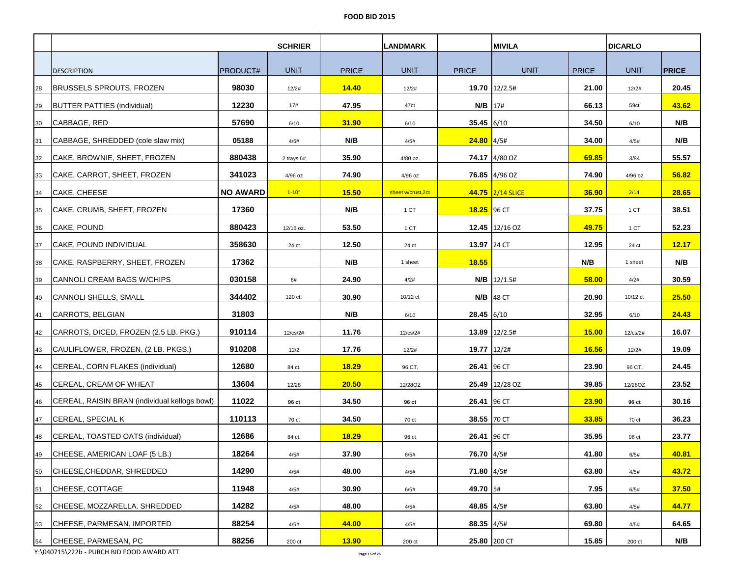# FOOD BID 2015

| | | | SCHRIER | | LANDMARK | | MIVILA | | DICARLO | |
|---|---|---|---|---|---|---|---|---|---|---|
| | DESCRIPTION | PRODUCT# | UNIT | PRICE | UNIT | PRICE | UNIT | PRICE | UNIT | PRICE |
| 28 | BRUSSELS SPROUTS, FROZEN | 98030 | 12/2# | 14.40 | 12/2# | 19.70 | 12/2.5# | 21.00 | 12/2# | 20.45 |
| 29 | BUTTER PATTIES (individual) | 12230 | 17# | 47.95 | 47ct | N/B | 17# | 66.13 | 59ct | 43.62 |
| 30 | CABBAGE, RED | 57690 | 6/10 | 31.90 | 6/10 | 35.45 | 6/10 | 34.50 | 6/10 | N/B |
| 31 | CABBAGE, SHREDDED (cole slaw mix) | 05188 | 4/5# | N/B | 4/5# | 24.80 | 4/5# | 34.00 | 4/5# | N/B |
| 32 | CAKE, BROWNIE, SHEET, FROZEN | 880438 | 2 trays 6# | 35.90 | 4/80 oz. | 74.17 | 4/80 OZ | 69.85 | 3/84 | 55.57 |
| 33 | CAKE, CARROT, SHEET, FROZEN | 341023 | 4/96 oz | 74.90 | 4/96 oz | 76.85 | 4/96 OZ | 74.90 | 4/96 oz | 56.82 |
| 34 | CAKE, CHEESE | NO AWARD | 1-10" | 15.50 | sheet w/crust,2ct | 44.75 | 2/14 SLICE | 36.90 | 2/14 | 28.65 |
| 35 | CAKE, CRUMB, SHEET, FROZEN | 17360 | | N/B | 1 CT | 18.25 | 96 CT | 37.75 | 1 CT | 38.51 |
| 36 | CAKE, POUND | 880423 | 12/16 oz. | 53.50 | 1 CT | 12.45 | 12/16 OZ | 49.75 | 1 CT | 52.23 |
| 37 | CAKE, POUND INDIVIDUAL | 358630 | 24 ct | 12.50 | 24 ct | 13.97 | 24 CT | 12.95 | 24 ct | 12.17 |
| 38 | CAKE, RASPBERRY, SHEET, FROZEN | 17362 | | N/B | 1 sheet | 18.55 | | N/B | 1 sheet | N/B |
| 39 | CANNOLI CREAM BAGS W/CHIPS | 030158 | 6# | 24.90 | 4/2# | N/B | 12/1.5# | 58.00 | 4/2# | 30.59 |
| 40 | CANNOLI SHELLS, SMALL | 344402 | 120 ct. | 30.90 | 10/12 ct | N/B | 48 CT | 20.90 | 10/12 ct | 25.50 |
| 41 | CARROTS, BELGIAN | 31803 | | N/B | 6/10 | 28.45 | 6/10 | 32.95 | 6/10 | 24.43 |
| 42 | CARROTS, DICED, FROZEN (2.5 LB. PKG.) | 910114 | 12/cs/2# | 11.76 | 12/cs/2# | 13.89 | 12/2.5# | 15.00 | 12/cs/2# | 16.07 |
| 43 | CAULIFLOWER, FROZEN, (2 LB. PKGS.) | 910208 | 12/2 | 17.76 | 12/2# | 19.77 | 12/2# | 16.56 | 12/2# | 19.09 |
| 44 | CEREAL, CORN FLAKES (individual) | 12680 | 84 ct. | 18.29 | 96 CT. | 26.41 | 96 CT | 23.90 | 96 CT. | 24.45 |
| 45 | CEREAL, CREAM OF WHEAT | 13604 | 12/28 | 20.50 | 12/28OZ | 25.49 | 12/28 OZ | 39.85 | 12/28OZ | 23.52 |
| 46 | CEREAL, RAISIN BRAN (individual kellogs bowl) | 11022 | 96 ct | 34.50 | 96 ct | 26.41 | 96 CT | 23.90 | 96 ct | 30.16 |
| 47 | CEREAL, SPECIAL K | 110113 | 70 ct | 34.50 | 70 ct | 38.55 | 70 CT | 33.85 | 70 ct | 36.23 |
| 48 | CEREAL, TOASTED OATS (individual) | 12686 | 84 ct. | 18.29 | 96 ct | 26.41 | 96 CT | 35.95 | 96 ct | 23.77 |
| 49 | CHEESE, AMERICAN LOAF (5 LB.) | 18264 | 4/5# | 37.90 | 6/5# | 76.70 | 4/5# | 41.80 | 6/5# | 40.81 |
| 50 | CHEESE,CHEDDAR, SHREDDED | 14290 | 4/5# | 48.00 | 4/5# | 71.80 | 4/5# | 63.80 | 4/5# | 43.72 |
| 51 | CHEESE, COTTAGE | 11948 | 4/5# | 30.90 | 6/5# | 49.70 | 5# | 7.95 | 6/5# | 37.50 |
| 52 | CHEESE, MOZZARELLA. SHREDDED | 14282 | 4/5# | 48.00 | 4/5# | 48.85 | 4/5# | 63.80 | 4/5# | 44.77 |
| 53 | CHEESE, PARMESAN, IMPORTED | 88254 | 4/5# | 44.00 | 4/5# | 88.35 | 4/5# | 69.80 | 4/5# | 64.65 |
| 54 | CHEESE, PARMESAN, PC | 88256 | 200 ct | 13.90 | 200 ct | 25.80 | 200 CT | 15.85 | 200 ct | N/B |

Y:\040715\222b - PURCH BID FOOD AWARD ATT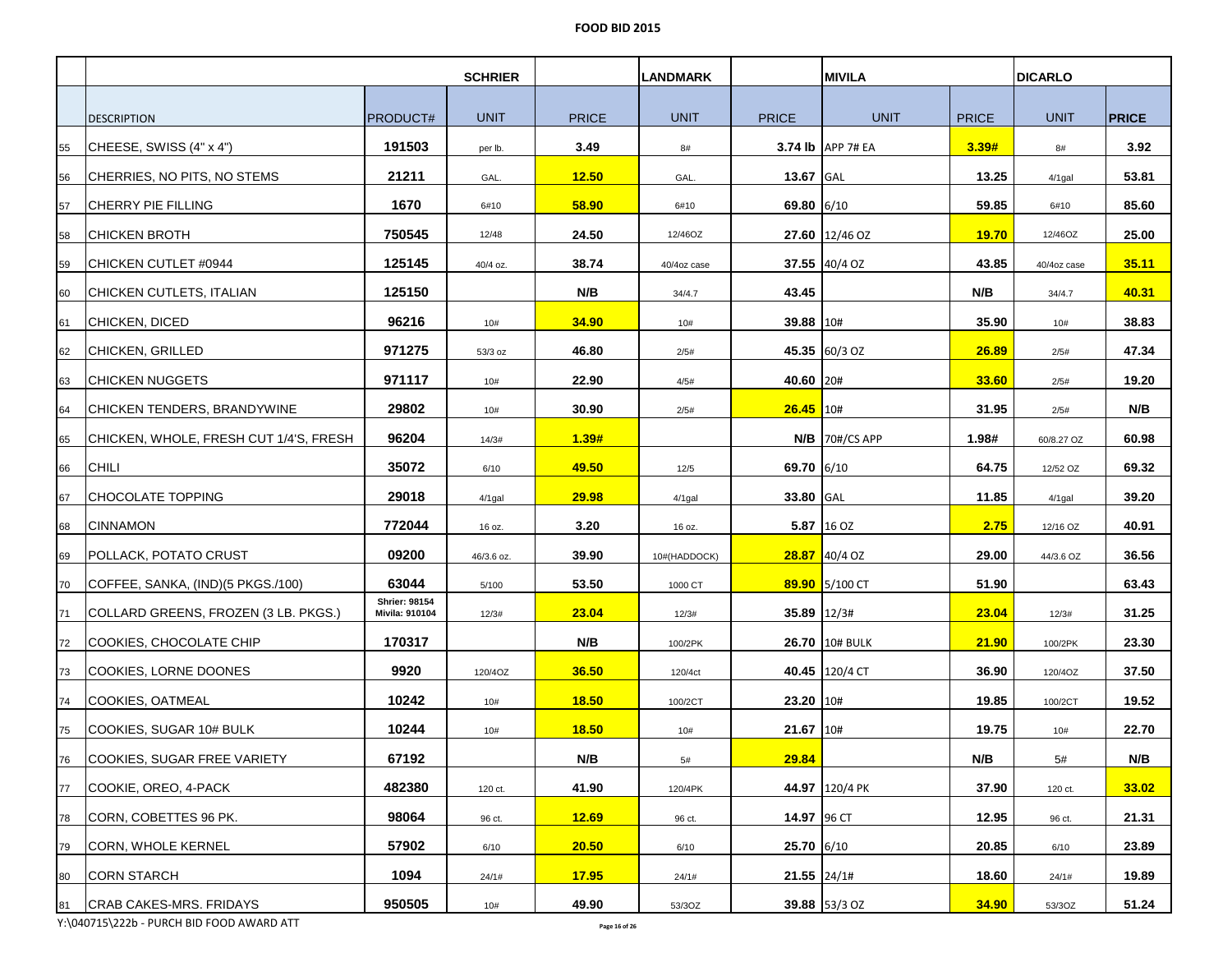# FOOD BID 2015

| | | | SCHRIER | | LANDMARK | | MIVILA | | DICARLO | |
|---|---|---|---|---|---|---|---|---|---|---|
| | DESCRIPTION | PRODUCT# | UNIT | PRICE | UNIT | PRICE | UNIT | PRICE | UNIT | PRICE |
| 55 | CHEESE, SWISS (4" x 4") | 191503 | per lb. | 3.49 | 8# | 3.74 lb | APP 7# EA | 3.39# | 8# | 3.92 |
| 56 | CHERRIES, NO PITS, NO STEMS | 21211 | GAL. | 12.50 | GAL. | 13.67 | GAL | 13.25 | 4/1gal | 53.81 |
| 57 | CHERRY PIE FILLING | 1670 | 6#10 | 58.90 | 6#10 | 69.80 | 6/10 | 59.85 | 6#10 | 85.60 |
| 58 | CHICKEN BROTH | 750545 | 12/48 | 24.50 | 12/46OZ | 27.60 | 12/46 OZ | 19.70 | 12/46OZ | 25.00 |
| 59 | CHICKEN CUTLET #0944 | 125145 | 40/4 oz. | 38.74 | 40/4oz case | 37.55 | 40/4 OZ | 43.85 | 40/4oz case | 35.11 |
| 60 | CHICKEN CUTLETS, ITALIAN | 125150 | | N/B | 34/4.7 | 43.45 | | N/B | 34/4.7 | 40.31 |
| 61 | CHICKEN, DICED | 96216 | 10# | 34.90 | 10# | 39.88 | 10# | 35.90 | 10# | 38.83 |
| 62 | CHICKEN, GRILLED | 971275 | 53/3 oz | 46.80 | 2/5# | 45.35 | 60/3 OZ | 26.89 | 2/5# | 47.34 |
| 63 | CHICKEN NUGGETS | 971117 | 10# | 22.90 | 4/5# | 40.60 | 20# | 33.60 | 2/5# | 19.20 |
| 64 | CHICKEN TENDERS, BRANDYWINE | 29802 | 10# | 30.90 | 2/5# | 26.45 | 10# | 31.95 | 2/5# | N/B |
| 65 | CHICKEN, WHOLE, FRESH CUT 1/4'S, FRESH | 96204 | 14/3# | 1.39# | | N/B | 70#/CS APP | 1.98# | 60/8.27 OZ | 60.98 |
| 66 | CHILI | 35072 | 6/10 | 49.50 | 12/5 | 69.70 | 6/10 | 64.75 | 12/52 OZ | 69.32 |
| 67 | CHOCOLATE TOPPING | 29018 | 4/1gal | 29.98 | 4/1gal | 33.80 | GAL | 11.85 | 4/1gal | 39.20 |
| 68 | CINNAMON | 772044 | 16 oz. | 3.20 | 16 oz. | 5.87 | 16 OZ | 2.75 | 12/16 OZ | 40.91 |
| 69 | POLLACK, POTATO CRUST | 09200 | 46/3.6 oz. | 39.90 | 10#(HADDOCK) | 28.87 | 40/4 OZ | 29.00 | 44/3.6 OZ | 36.56 |
| 70 | COFFEE, SANKA, (IND)(5 PKGS./100) | 63044 | 5/100 | 53.50 | 1000 CT | 89.90 | 5/100 CT | 51.90 | | 63.43 |
| 71 | COLLARD GREENS, FROZEN (3 LB. PKGS.) | Shrier: 98154 Mivila: 910104 | 12/3# | 23.04 | 12/3# | 35.89 | 12/3# | 23.04 | 12/3# | 31.25 |
| 72 | COOKIES, CHOCOLATE CHIP | 170317 | | N/B | 100/2PK | 26.70 | 10# BULK | 21.90 | 100/2PK | 23.30 |
| 73 | COOKIES, LORNE DOONES | 9920 | 120/4OZ | 36.50 | 120/4ct | 40.45 | 120/4 CT | 36.90 | 120/4OZ | 37.50 |
| 74 | COOKIES, OATMEAL | 10242 | 10# | 18.50 | 100/2CT | 23.20 | 10# | 19.85 | 100/2CT | 19.52 |
| 75 | COOKIES, SUGAR 10# BULK | 10244 | 10# | 18.50 | 10# | 21.67 | 10# | 19.75 | 10# | 22.70 |
| 76 | COOKIES, SUGAR FREE VARIETY | 67192 | | N/B | 5# | 29.84 | | N/B | 5# | N/B |
| 77 | COOKIE, OREO, 4-PACK | 482380 | 120 ct. | 41.90 | 120/4PK | 44.97 | 120/4 PK | 37.90 | 120 ct. | 33.02 |
| 78 | CORN, COBETTES 96 PK. | 98064 | 96 ct. | 12.69 | 96 ct. | 14.97 | 96 CT | 12.95 | 96 ct. | 21.31 |
| 79 | CORN, WHOLE KERNEL | 57902 | 6/10 | 20.50 | 6/10 | 25.70 | 6/10 | 20.85 | 6/10 | 23.89 |
| 80 | CORN STARCH | 1094 | 24/1# | 17.95 | 24/1# | 21.55 | 24/1# | 18.60 | 24/1# | 19.89 |
| 81 | CRAB CAKES-MRS. FRIDAYS | 950505 | 10# | 49.90 | 53/3OZ | 39.88 | 53/3 OZ | 34.90 | 53/3OZ | 51.24 |

Y:\040715\222b - PURCH BID FOOD AWARD ATT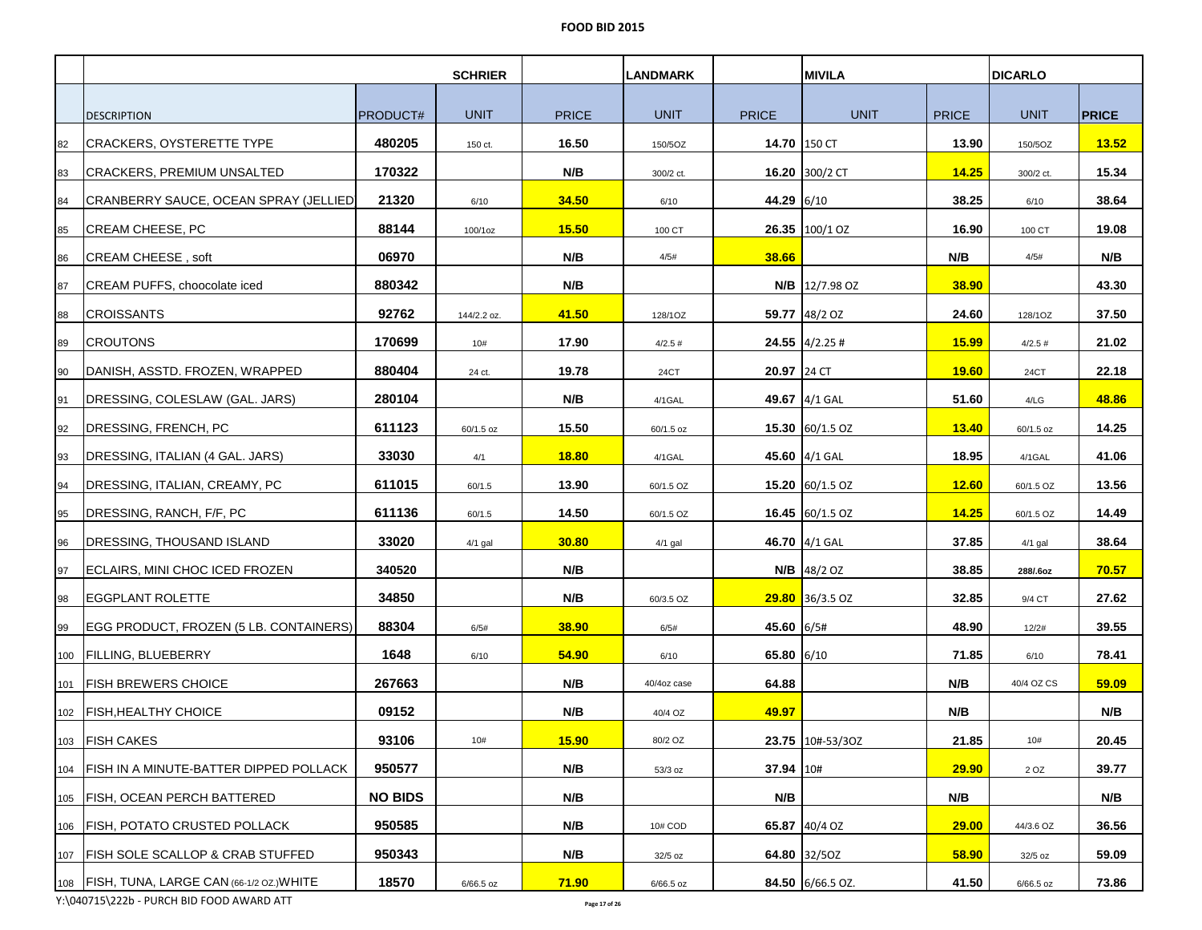# FOOD BID 2015

| | DESCRIPTION | PRODUCT# | SCHRIER UNIT | PRICE | LANDMARK UNIT | PRICE | MIVILA UNIT | PRICE | DICARLO UNIT | PRICE |
|---|---|---|---|---|---|---|---|---|---|---|
| 82 | CRACKERS, OYSTERETTE TYPE | 480205 | 150 ct. | 16.50 | 150/5OZ | 14.70 | 150 CT | 13.90 | 150/5OZ | **13.52** |
| 83 | CRACKERS, PREMIUM UNSALTED | 170322 | | N/B | 300/2 ct. | 16.20 | 300/2 CT | **14.25** | 300/2 ct. | 15.34 |
| 84 | CRANBERRY SAUCE, OCEAN SPRAY (JELLIED | 21320 | 6/10 | **34.50** | 6/10 | 44.29 | 6/10 | 38.25 | 6/10 | 38.64 |
| 85 | CREAM CHEESE, PC | 88144 | 100/1oz | **15.50** | 100 CT | 26.35 | 100/1 OZ | 16.90 | 100 CT | 19.08 |
| 86 | CREAM CHEESE , soft | 06970 | | N/B | 4/5# | **38.66** | | N/B | 4/5# | N/B |
| 87 | CREAM PUFFS, choocolate iced | 880342 | | N/B | | N/B | 12/7.98 OZ | **38.90** | | 43.30 |
| 88 | CROISSANTS | 92762 | 144/2.2 oz. | **41.50** | 128/1OZ | 59.77 | 48/2 OZ | 24.60 | 128/1OZ | 37.50 |
| 89 | CROUTONS | 170699 | 10# | 17.90 | 4/2.5 # | 24.55 | 4/2.25 # | **15.99** | 4/2.5 # | 21.02 |
| 90 | DANISH, ASSTD. FROZEN, WRAPPED | 880404 | 24 ct. | 19.78 | 24CT | 20.97 | 24 CT | **19.60** | 24CT | 22.18 |
| 91 | DRESSING, COLESLAW (GAL. JARS) | 280104 | | N/B | 4/1GAL | 49.67 | 4/1 GAL | 51.60 | 4/LG | **48.86** |
| 92 | DRESSING, FRENCH, PC | 611123 | 60/1.5 oz | 15.50 | 60/1.5 oz | 15.30 | 60/1.5 OZ | **13.40** | 60/1.5 oz | 14.25 |
| 93 | DRESSING, ITALIAN (4 GAL. JARS) | 33030 | 4/1 | **18.80** | 4/1GAL | 45.60 | 4/1 GAL | 18.95 | 4/1GAL | 41.06 |
| 94 | DRESSING, ITALIAN, CREAMY, PC | 611015 | 60/1.5 | 13.90 | 60/1.5 OZ | 15.20 | 60/1.5 OZ | **12.60** | 60/1.5 OZ | 13.56 |
| 95 | DRESSING, RANCH, F/F, PC | 611136 | 60/1.5 | 14.50 | 60/1.5 OZ | 16.45 | 60/1.5 OZ | **14.25** | 60/1.5 OZ | 14.49 |
| 96 | DRESSING, THOUSAND ISLAND | 33020 | 4/1 gal | **30.80** | 4/1 gal | 46.70 | 4/1 GAL | 37.85 | 4/1 gal | 38.64 |
| 97 | ECLAIRS, MINI CHOC ICED FROZEN | 340520 | | N/B | | N/B | 48/2 OZ | 38.85 | 288/.6oz | **70.57** |
| 98 | EGGPLANT ROLETTE | 34850 | | N/B | 60/3.5 OZ | **29.80** | 36/3.5 OZ | 32.85 | 9/4 CT | 27.62 |
| 99 | EGG PRODUCT, FROZEN (5 LB. CONTAINERS) | 88304 | 6/5# | **38.90** | 6/5# | 45.60 | 6/5# | 48.90 | 12/2# | 39.55 |
| 100 | FILLING, BLUEBERRY | 1648 | 6/10 | **54.90** | 6/10 | 65.80 | 6/10 | 71.85 | 6/10 | 78.41 |
| 101 | FISH BREWERS CHOICE | 267663 | | N/B | 40/4oz case | 64.88 | | N/B | 40/4 OZ CS | **59.09** |
| 102 | FISH,HEALTHY CHOICE | 09152 | | N/B | 40/4 OZ | **49.97** | | N/B | | N/B |
| 103 | FISH CAKES | 93106 | 10# | **15.90** | 80/2 OZ | 23.75 | 10#-53/3OZ | 21.85 | 10# | 20.45 |
| 104 | FISH IN A MINUTE-BATTER DIPPED POLLACK | 950577 | | N/B | 53/3 oz | 37.94 | 10# | **29.90** | 2 OZ | 39.77 |
| 105 | FISH, OCEAN PERCH BATTERED | NO BIDS | | N/B | | N/B | | N/B | | N/B |
| 106 | FISH, POTATO CRUSTED POLLACK | 950585 | | N/B | 10# COD | 65.87 | 40/4 OZ | **29.00** | 44/3.6 OZ | 36.56 |
| 107 | FISH SOLE SCALLOP & CRAB STUFFED | 950343 | | N/B | 32/5 oz | 64.80 | 32/5OZ | **58.90** | 32/5 oz | 59.09 |
| 108 | FISH, TUNA, LARGE CAN (66-1/2 OZ.)WHITE | 18570 | 6/66.5 oz | **71.90** | 6/66.5 oz | 84.50 | 6/66.5 OZ. | 41.50 | 6/66.5 oz | 73.86 |

Y:\040715\222b - PURCH BID FOOD AWARD ATT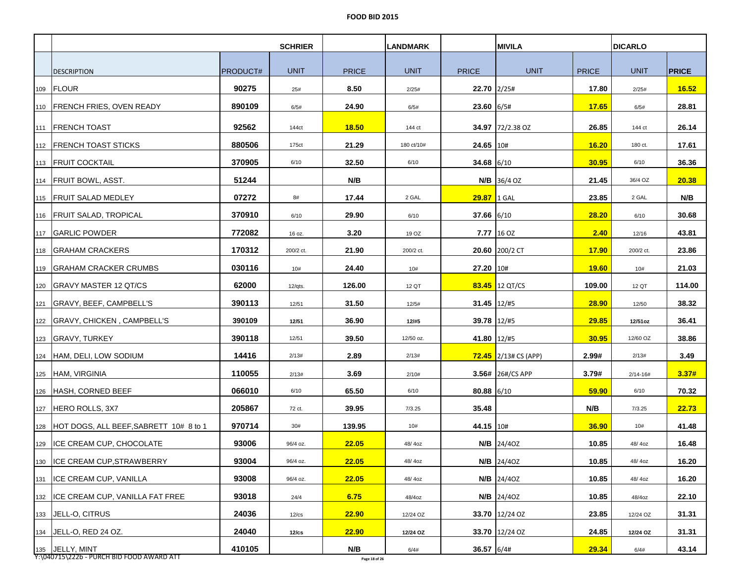**FOOD BID 2015**

| | | | SCHRIER | | LANDMARK | | MIVILA | | DICARLO | |
|---|---|---|---|---|---|---|---|---|---|---|
| | DESCRIPTION | PRODUCT# | UNIT | PRICE | UNIT | PRICE | UNIT | PRICE | UNIT | PRICE |
| 109 | FLOUR | 90275 | 25# | 8.50 | 2/25# | 22.70 | 2/25# | 17.80 | 2/25# | 16.52 |
| 110 | FRENCH FRIES, OVEN READY | 890109 | 6/5# | 24.90 | 6/5# | 23.60 | 6/5# | 17.65 | 6/5# | 28.81 |
| 111 | FRENCH TOAST | 92562 | 144ct | 18.50 | 144 ct | 34.97 | 72/2.38 OZ | 26.85 | 144 ct | 26.14 |
| 112 | FRENCH TOAST STICKS | 880506 | 175ct | 21.29 | 180 ct/10# | 24.65 | 10# | 16.20 | 180 ct. | 17.61 |
| 113 | FRUIT COCKTAIL | 370905 | 6/10 | 32.50 | 6/10 | 34.68 | 6/10 | 30.95 | 6/10 | 36.36 |
| 114 | FRUIT BOWL, ASST. | 51244 | | N/B | | N/B | 36/4 OZ | 21.45 | 36/4 OZ | 20.38 |
| 115 | FRUIT SALAD MEDLEY | 07272 | 8# | 17.44 | 2 GAL | 29.87 | 1 GAL | 23.85 | 2 GAL | N/B |
| 116 | FRUIT SALAD, TROPICAL | 370910 | 6/10 | 29.90 | 6/10 | 37.66 | 6/10 | 28.20 | 6/10 | 30.68 |
| 117 | GARLIC POWDER | 772082 | 16 oz. | 3.20 | 19 OZ | 7.77 | 16 OZ | 2.40 | 12/16 | 43.81 |
| 118 | GRAHAM CRACKERS | 170312 | 200/2 ct. | 21.90 | 200/2 ct. | 20.60 | 200/2 CT | 17.90 | 200/2 ct. | 23.86 |
| 119 | GRAHAM CRACKER CRUMBS | 030116 | 10# | 24.40 | 10# | 27.20 | 10# | 19.60 | 10# | 21.03 |
| 120 | GRAVY MASTER 12 QT/CS | 62000 | 12/qts. | 126.00 | 12 QT | 83.45 | 12 QT/CS | 109.00 | 12 QT | 114.00 |
| 121 | GRAVY, BEEF, CAMPBELL'S | 390113 | 12/51 | 31.50 | 12/5# | 31.45 | 12/#5 | 28.90 | 12/50 | 38.32 |
| 122 | GRAVY, CHICKEN , CAMPBELL'S | 390109 | 12/51 | 36.90 | 12/#5 | 39.78 | 12/#5 | 29.85 | 12/51oz | 36.41 |
| 123 | GRAVY, TURKEY | 390118 | 12/51 | 39.50 | 12/50 oz. | 41.80 | 12/#5 | 30.95 | 12/60 OZ | 38.86 |
| 124 | HAM, DELI, LOW SODIUM | 14416 | 2/13# | 2.89 | 2/13# | 72.45 | 2/13# CS (APP) | 2.99# | 2/13# | 3.49 |
| 125 | HAM, VIRGINIA | 110055 | 2/13# | 3.69 | 2/10# | 3.56# | 26#/CS APP | 3.79# | 2/14-16# | 3.37# |
| 126 | HASH, CORNED BEEF | 066010 | 6/10 | 65.50 | 6/10 | 80.88 | 6/10 | 59.90 | 6/10 | 70.32 |
| 127 | HERO ROLLS, 3X7 | 205867 | 72 ct. | 39.95 | 7/3.25 | 35.48 | | N/B | 7/3.25 | 22.73 |
| 128 | HOT DOGS, ALL BEEF,SABRETT 10# 8 to 1 | 970714 | 30# | 139.95 | 10# | 44.15 | 10# | 36.90 | 10# | 41.48 |
| 129 | ICE CREAM CUP, CHOCOLATE | 93006 | 96/4 oz. | 22.05 | 48/ 4oz | N/B | 24/4OZ | 10.85 | 48/ 4oz | 16.48 |
| 130 | ICE CREAM CUP,STRAWBERRY | 93004 | 96/4 oz. | 22.05 | 48/ 4oz | N/B | 24/4OZ | 10.85 | 48/ 4oz | 16.20 |
| 131 | ICE CREAM CUP, VANILLA | 93008 | 96/4 oz. | 22.05 | 48/ 4oz | N/B | 24/4OZ | 10.85 | 48/ 4oz | 16.20 |
| 132 | ICE CREAM CUP, VANILLA FAT FREE | 93018 | 24/4 | 6.75 | 48/4oz | N/B | 24/4OZ | 10.85 | 48/4oz | 22.10 |
| 133 | JELL-O, CITRUS | 24036 | 12/cs | 22.90 | 12/24 OZ | 33.70 | 12/24 OZ | 23.85 | 12/24 OZ | 31.31 |
| 134 | JELL-O, RED 24 OZ. | 24040 | 12/cs | 22.90 | 12/24 OZ | 33.70 | 12/24 OZ | 24.85 | 12/24 OZ | 31.31 |
| 135 | JELLY, MINT | 410105 | | N/B | 6/4# | 36.57 | 6/4# | 29.34 | 6/4# | 43.14 |

Y:\040715\2226 - PURCH BID FOOD AWARD ATT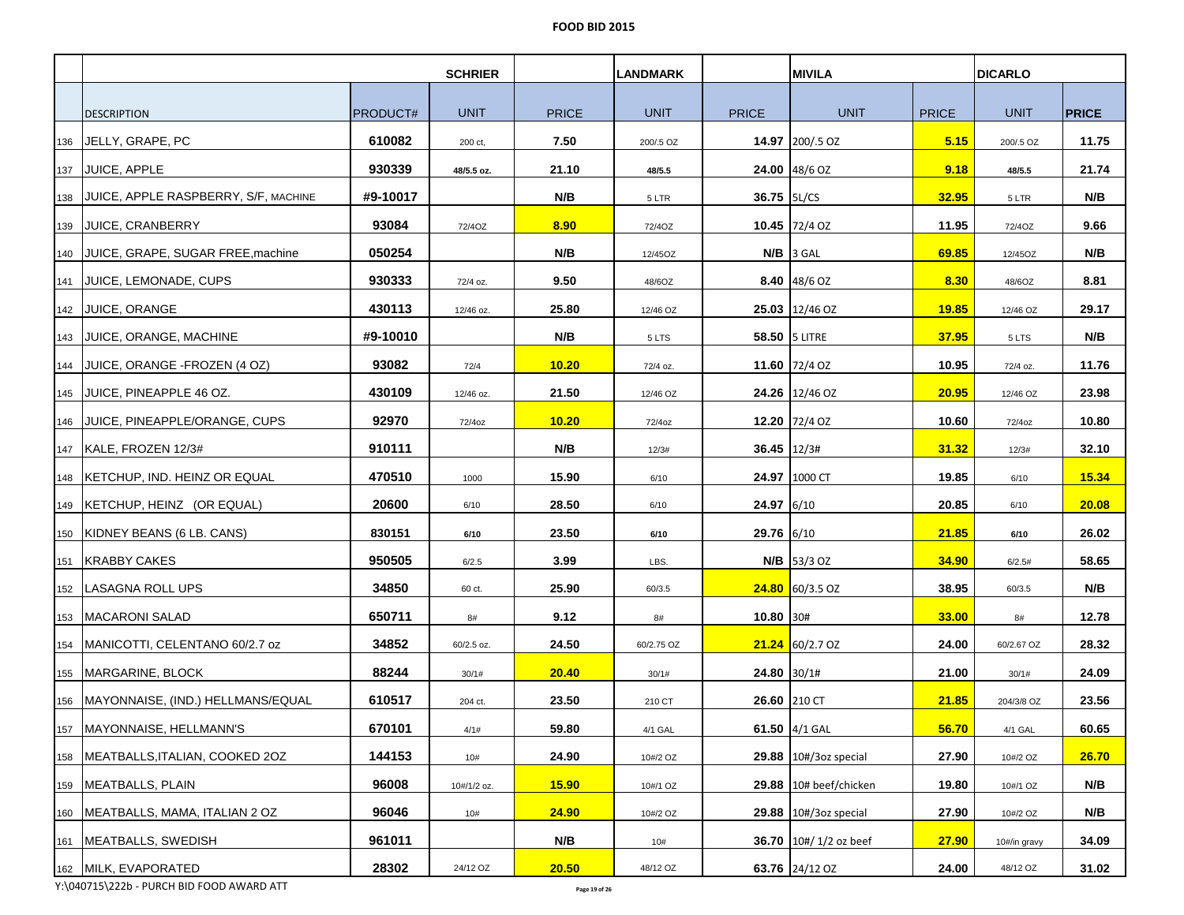# FOOD BID 2015

| | | | SCHRIER | | LANDMARK | | MIVILA | | DICARLO | |
|---|---|---|---|---|---|---|---|---|---|---|
| | DESCRIPTION | PRODUCT# | UNIT | PRICE | UNIT | PRICE | UNIT | PRICE | UNIT | PRICE |
| 136 | JELLY, GRAPE, PC | 610082 | 200 ct, | 7.50 | 200/.5 OZ | 14.97 | 200/.5 OZ | 5.15 | 200/.5 OZ | 11.75 |
| 137 | JUICE, APPLE | 930339 | 48/5.5 oz. | 21.10 | 48/5.5 | 24.00 | 48/6 OZ | 9.18 | 48/5.5 | 21.74 |
| 138 | JUICE, APPLE RASPBERRY, S/F, MACHINE | #9-10017 | | N/B | 5 LTR | 36.75 | 5L/CS | 32.95 | 5 LTR | N/B |
| 139 | JUICE, CRANBERRY | 93084 | 72/4OZ | 8.90 | 72/4OZ | 10.45 | 72/4 OZ | 11.95 | 72/4OZ | 9.66 |
| 140 | JUICE, GRAPE, SUGAR FREE,machine | 050254 | | N/B | 12/45OZ | N/B | 3 GAL | 69.85 | 12/45OZ | N/B |
| 141 | JUICE, LEMONADE, CUPS | 930333 | 72/4 oz. | 9.50 | 48/6OZ | 8.40 | 48/6 OZ | 8.30 | 48/6OZ | 8.81 |
| 142 | JUICE, ORANGE | 430113 | 12/46 oz. | 25.80 | 12/46 OZ | 25.03 | 12/46 OZ | 19.85 | 12/46 OZ | 29.17 |
| 143 | JUICE, ORANGE, MACHINE | #9-10010 | | N/B | 5 LTS | 58.50 | 5 LITRE | 37.95 | 5 LTS | N/B |
| 144 | JUICE, ORANGE -FROZEN (4 OZ) | 93082 | 72/4 | 10.20 | 72/4 oz. | 11.60 | 72/4 OZ | 10.95 | 72/4 oz. | 11.76 |
| 145 | JUICE, PINEAPPLE 46 OZ. | 430109 | 12/46 oz. | 21.50 | 12/46 OZ | 24.26 | 12/46 OZ | 20.95 | 12/46 OZ | 23.98 |
| 146 | JUICE, PINEAPPLE/ORANGE, CUPS | 92970 | 72/4oz | 10.20 | 72/4oz | 12.20 | 72/4 OZ | 10.60 | 72/4oz | 10.80 |
| 147 | KALE, FROZEN 12/3# | 910111 | | N/B | 12/3# | 36.45 | 12/3# | 31.32 | 12/3# | 32.10 |
| 148 | KETCHUP, IND. HEINZ OR EQUAL | 470510 | 1000 | 15.90 | 6/10 | 24.97 | 1000 CT | 19.85 | 6/10 | 15.34 |
| 149 | KETCHUP, HEINZ (OR EQUAL) | 20600 | 6/10 | 28.50 | 6/10 | 24.97 | 6/10 | 20.85 | 6/10 | 20.08 |
| 150 | KIDNEY BEANS (6 LB. CANS) | 830151 | 6/10 | 23.50 | 6/10 | 29.76 | 6/10 | 21.85 | 6/10 | 26.02 |
| 151 | KRABBY CAKES | 950505 | 6/2.5 | 3.99 | LBS. | N/B | 53/3 OZ | 34.90 | 6/2.5# | 58.65 |
| 152 | LASAGNA ROLL UPS | 34850 | 60 ct. | 25.90 | 60/3.5 | 24.80 | 60/3.5 OZ | 38.95 | 60/3.5 | N/B |
| 153 | MACARONI SALAD | 650711 | 8# | 9.12 | 8# | 10.80 | 30# | 33.00 | 8# | 12.78 |
| 154 | MANICOTTI, CELENTANO 60/2.7 oz | 34852 | 60/2.5 oz. | 24.50 | 60/2.75 OZ | 21.24 | 60/2.7 OZ | 24.00 | 60/2.67 OZ | 28.32 |
| 155 | MARGARINE, BLOCK | 88244 | 30/1# | 20.40 | 30/1# | 24.80 | 30/1# | 21.00 | 30/1# | 24.09 |
| 156 | MAYONNAISE, (IND.) HELLMANS/EQUAL | 610517 | 204 ct. | 23.50 | 210 CT | 26.60 | 210 CT | 21.85 | 204/3/8 OZ | 23.56 |
| 157 | MAYONNAISE, HELLMANN'S | 670101 | 4/1# | 59.80 | 4/1 GAL | 61.50 | 4/1 GAL | 56.70 | 4/1 GAL | 60.65 |
| 158 | MEATBALLS,ITALIAN, COOKED 2OZ | 144153 | 10# | 24.90 | 10#/2 OZ | 29.88 | 10#/3oz special | 27.90 | 10#/2 OZ | 26.70 |
| 159 | MEATBALLS, PLAIN | 96008 | 10#/1/2 oz. | 15.90 | 10#/1 OZ | 29.88 | 10# beef/chicken | 19.80 | 10#/1 OZ | N/B |
| 160 | MEATBALLS, MAMA, ITALIAN 2 OZ | 96046 | 10# | 24.90 | 10#/2 OZ | 29.88 | 10#/3oz special | 27.90 | 10#/2 OZ | N/B |
| 161 | MEATBALLS, SWEDISH | 961011 | | N/B | 10# | 36.70 | 10#/ 1/2 oz beef | 27.90 | 10#/in gravy | 34.09 |
| 162 | MILK, EVAPORATED | 28302 | 24/12 OZ | 20.50 | 48/12 OZ | 63.76 | 24/12 OZ | 24.00 | 48/12 OZ | 31.02 |

Y:\040715\222b - PURCH BID FOOD AWARD ATT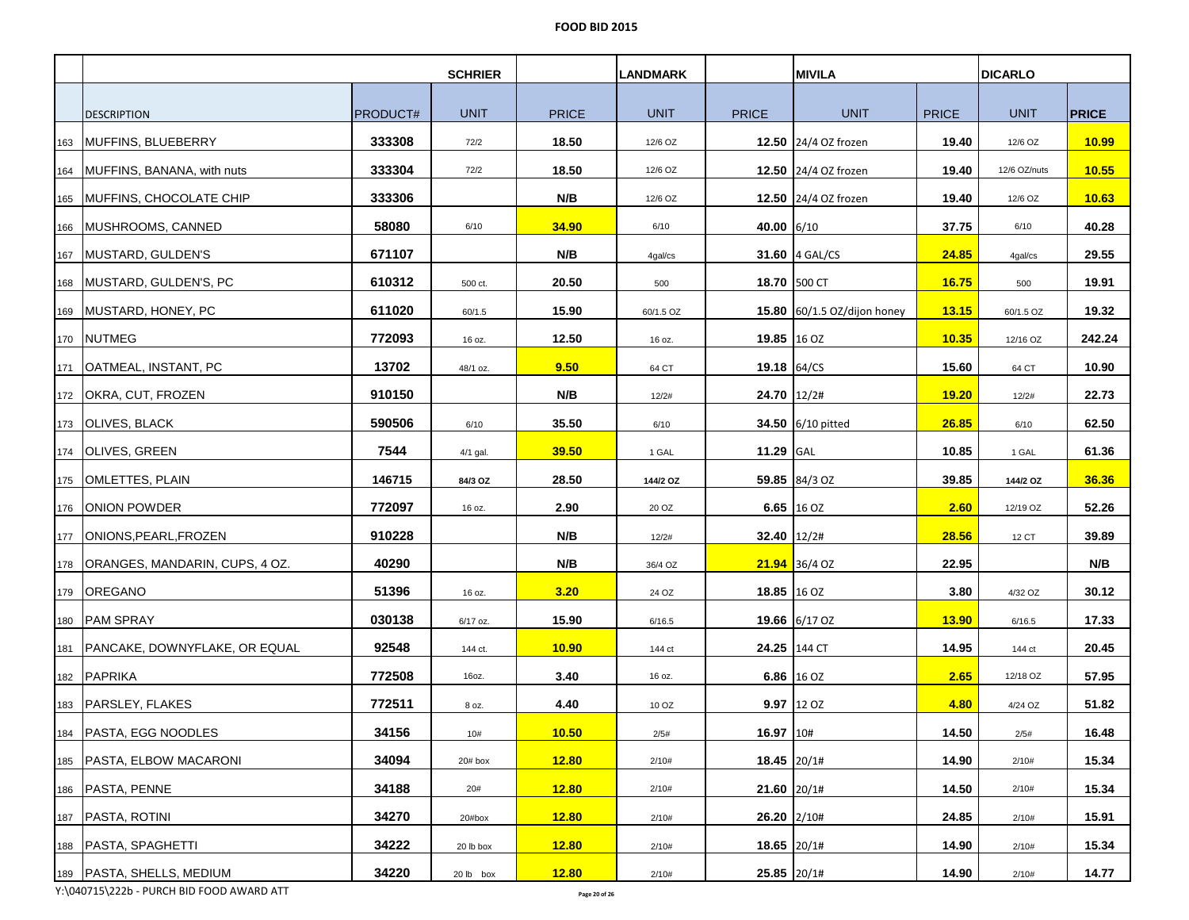# FOOD BID 2015

| | | | SCHRIER | | LANDMARK | | MIVILA | | DICARLO | |
|---|---|---|---|---|---|---|---|---|---|---|
| | DESCRIPTION | PRODUCT# | UNIT | PRICE | UNIT | PRICE | UNIT | PRICE | UNIT | PRICE |
| 163 | MUFFINS, BLUEBERRY | 333308 | 72/2 | 18.50 | 12/6 OZ | 12.50 | 24/4 OZ frozen | 19.40 | 12/6 OZ | 10.99 |
| 164 | MUFFINS, BANANA, with nuts | 333304 | 72/2 | 18.50 | 12/6 OZ | 12.50 | 24/4 OZ frozen | 19.40 | 12/6 OZ/nuts | 10.55 |
| 165 | MUFFINS, CHOCOLATE CHIP | 333306 | | N/B | 12/6 OZ | 12.50 | 24/4 OZ frozen | 19.40 | 12/6 OZ | 10.63 |
| 166 | MUSHROOMS, CANNED | 58080 | 6/10 | 34.90 | 6/10 | 40.00 | 6/10 | 37.75 | 6/10 | 40.28 |
| 167 | MUSTARD, GULDEN'S | 671107 | | N/B | 4gal/cs | 31.60 | 4 GAL/CS | 24.85 | 4gal/cs | 29.55 |
| 168 | MUSTARD, GULDEN'S, PC | 610312 | 500 ct. | 20.50 | 500 | 18.70 | 500 CT | 16.75 | 500 | 19.91 |
| 169 | MUSTARD, HONEY, PC | 611020 | 60/1.5 | 15.90 | 60/1.5 OZ | 15.80 | 60/1.5 OZ/dijon honey | 13.15 | 60/1.5 OZ | 19.32 |
| 170 | NUTMEG | 772093 | 16 oz. | 12.50 | 16 oz. | 19.85 | 16 OZ | 10.35 | 12/16 OZ | 242.24 |
| 171 | OATMEAL, INSTANT, PC | 13702 | 48/1 oz. | 9.50 | 64 CT | 19.18 | 64/CS | 15.60 | 64 CT | 10.90 |
| 172 | OKRA, CUT, FROZEN | 910150 | | N/B | 12/2# | 24.70 | 12/2# | 19.20 | 12/2# | 22.73 |
| 173 | OLIVES, BLACK | 590506 | 6/10 | 35.50 | 6/10 | 34.50 | 6/10 pitted | 26.85 | 6/10 | 62.50 |
| 174 | OLIVES, GREEN | 7544 | 4/1 gal. | 39.50 | 1 GAL | 11.29 | GAL | 10.85 | 1 GAL | 61.36 |
| 175 | OMLETTES, PLAIN | 146715 | 84/3 OZ | 28.50 | 144/2 OZ | 59.85 | 84/3 OZ | 39.85 | 144/2 OZ | 36.36 |
| 176 | ONION POWDER | 772097 | 16 oz. | 2.90 | 20 OZ | 6.65 | 16 OZ | 2.60 | 12/19 OZ | 52.26 |
| 177 | ONIONS,PEARL,FROZEN | 910228 | | N/B | 12/2# | 32.40 | 12/2# | 28.56 | 12 CT | 39.89 |
| 178 | ORANGES, MANDARIN, CUPS, 4 OZ. | 40290 | | N/B | 36/4 OZ | 21.94 | 36/4 OZ | 22.95 | | N/B |
| 179 | OREGANO | 51396 | 16 oz. | 3.20 | 24 OZ | 18.85 | 16 OZ | 3.80 | 4/32 OZ | 30.12 |
| 180 | PAM SPRAY | 030138 | 6/17 oz. | 15.90 | 6/16.5 | 19.66 | 6/17 OZ | 13.90 | 6/16.5 | 17.33 |
| 181 | PANCAKE, DOWNYFLAKE, OR EQUAL | 92548 | 144 ct. | 10.90 | 144 ct | 24.25 | 144 CT | 14.95 | 144 ct | 20.45 |
| 182 | PAPRIKA | 772508 | 16oz. | 3.40 | 16 oz. | 6.86 | 16 OZ | 2.65 | 12/18 OZ | 57.95 |
| 183 | PARSLEY, FLAKES | 772511 | 8 oz. | 4.40 | 10 OZ | 9.97 | 12 OZ | 4.80 | 4/24 OZ | 51.82 |
| 184 | PASTA, EGG NOODLES | 34156 | 10# | 10.50 | 2/5# | 16.97 | 10# | 14.50 | 2/5# | 16.48 |
| 185 | PASTA, ELBOW MACARONI | 34094 | 20# box | 12.80 | 2/10# | 18.45 | 20/1# | 14.90 | 2/10# | 15.34 |
| 186 | PASTA, PENNE | 34188 | 20# | 12.80 | 2/10# | 21.60 | 20/1# | 14.50 | 2/10# | 15.34 |
| 187 | PASTA, ROTINI | 34270 | 20#box | 12.80 | 2/10# | 26.20 | 2/10# | 24.85 | 2/10# | 15.91 |
| 188 | PASTA, SPAGHETTI | 34222 | 20 lb box | 12.80 | 2/10# | 18.65 | 20/1# | 14.90 | 2/10# | 15.34 |
| 189 | PASTA, SHELLS, MEDIUM | 34220 | 20 lb box | 12.80 | 2/10# | 25.85 | 20/1# | 14.90 | 2/10# | 14.77 |

Y:\040715\222b - PURCH BID FOOD AWARD ATT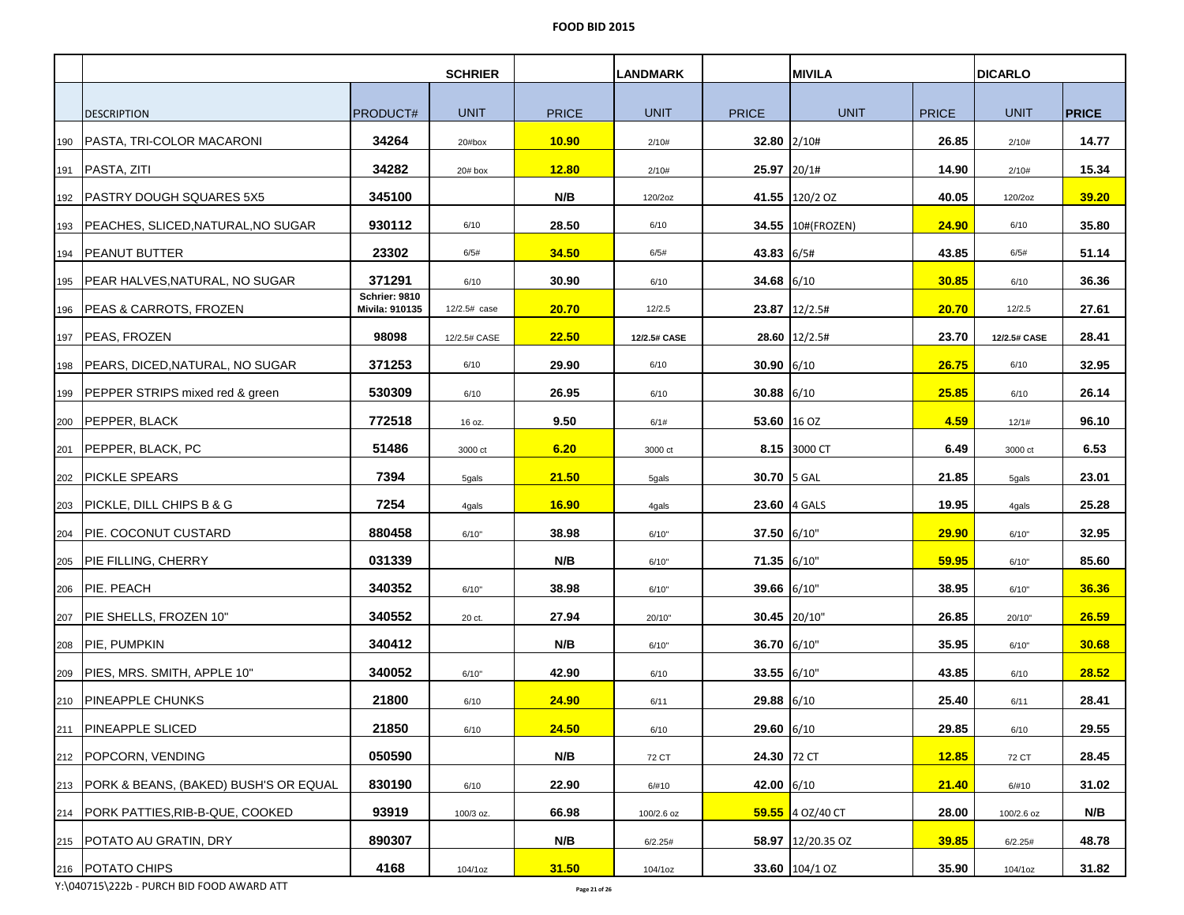**FOOD BID 2015**

| | | | SCHRIER | | LANDMARK | | MIVILA | | DICARLO | |
|---|---|---|---|---|---|---|---|---|---|---|
| | DESCRIPTION | PRODUCT# | UNIT | PRICE | UNIT | PRICE | UNIT | PRICE | UNIT | PRICE |
| 190 | PASTA, TRI-COLOR MACARONI | 34264 | 20#box | 10.90 | 2/10# | 32.80 | 2/10# | 26.85 | 2/10# | 14.77 |
| 191 | PASTA, ZITI | 34282 | 20# box | 12.80 | 2/10# | 25.97 | 20/1# | 14.90 | 2/10# | 15.34 |
| 192 | PASTRY DOUGH SQUARES 5X5 | 345100 | | N/B | 120/2oz | 41.55 | 120/2 OZ | 40.05 | 120/2oz | 39.20 |
| 193 | PEACHES, SLICED,NATURAL,NO SUGAR | 930112 | 6/10 | 28.50 | 6/10 | 34.55 | 10#(FROZEN) | 24.90 | 6/10 | 35.80 |
| 194 | PEANUT BUTTER | 23302 | 6/5# | 34.50 | 6/5# | 43.83 | 6/5# | 43.85 | 6/5# | 51.14 |
| 195 | PEAR HALVES,NATURAL, NO SUGAR | 371291 | 6/10 | 30.90 | 6/10 | 34.68 | 6/10 | 30.85 | 6/10 | 36.36 |
| 196 | PEAS & CARROTS, FROZEN | Schrier: 9810 Mivila: 910135 | 12/2.5# case | 20.70 | 12/2.5 | 23.87 | 12/2.5# | 20.70 | 12/2.5 | 27.61 |
| 197 | PEAS, FROZEN | 98098 | 12/2.5# CASE | 22.50 | 12/2.5# CASE | 28.60 | 12/2.5# | 23.70 | 12/2.5# CASE | 28.41 |
| 198 | PEARS, DICED,NATURAL, NO SUGAR | 371253 | 6/10 | 29.90 | 6/10 | 30.90 | 6/10 | 26.75 | 6/10 | 32.95 |
| 199 | PEPPER STRIPS mixed red & green | 530309 | 6/10 | 26.95 | 6/10 | 30.88 | 6/10 | 25.85 | 6/10 | 26.14 |
| 200 | PEPPER, BLACK | 772518 | 16 oz. | 9.50 | 6/1# | 53.60 | 16 OZ | 4.59 | 12/1# | 96.10 |
| 201 | PEPPER, BLACK, PC | 51486 | 3000 ct | 6.20 | 3000 ct | 8.15 | 3000 CT | 6.49 | 3000 ct | 6.53 |
| 202 | PICKLE SPEARS | 7394 | 5gals | 21.50 | 5gals | 30.70 | 5 GAL | 21.85 | 5gals | 23.01 |
| 203 | PICKLE, DILL CHIPS B & G | 7254 | 4gals | 16.90 | 4gals | 23.60 | 4 GALS | 19.95 | 4gals | 25.28 |
| 204 | PIE. COCONUT CUSTARD | 880458 | 6/10" | 38.98 | 6/10" | 37.50 | 6/10" | 29.90 | 6/10" | 32.95 |
| 205 | PIE FILLING, CHERRY | 031339 | | N/B | 6/10" | 71.35 | 6/10" | 59.95 | 6/10" | 85.60 |
| 206 | PIE. PEACH | 340352 | 6/10" | 38.98 | 6/10" | 39.66 | 6/10" | 38.95 | 6/10" | 36.36 |
| 207 | PIE SHELLS, FROZEN 10" | 340552 | 20 ct. | 27.94 | 20/10" | 30.45 | 20/10" | 26.85 | 20/10" | 26.59 |
| 208 | PIE, PUMPKIN | 340412 | | N/B | 6/10" | 36.70 | 6/10" | 35.95 | 6/10" | 30.68 |
| 209 | PIES, MRS. SMITH, APPLE 10" | 340052 | 6/10" | 42.90 | 6/10 | 33.55 | 6/10" | 43.85 | 6/10 | 28.52 |
| 210 | PINEAPPLE CHUNKS | 21800 | 6/10 | 24.90 | 6/11 | 29.88 | 6/10 | 25.40 | 6/11 | 28.41 |
| 211 | PINEAPPLE SLICED | 21850 | 6/10 | 24.50 | 6/10 | 29.60 | 6/10 | 29.85 | 6/10 | 29.55 |
| 212 | POPCORN, VENDING | 050590 | | N/B | 72 CT | 24.30 | 72 CT | 12.85 | 72 CT | 28.45 |
| 213 | PORK & BEANS, (BAKED) BUSH'S OR EQUAL | 830190 | 6/10 | 22.90 | 6/#10 | 42.00 | 6/10 | 21.40 | 6/#10 | 31.02 |
| 214 | PORK PATTIES,RIB-B-QUE, COOKED | 93919 | 100/3 oz. | 66.98 | 100/2.6 oz | 59.55 | 4 OZ/40 CT | 28.00 | 100/2.6 oz | N/B |
| 215 | POTATO AU GRATIN, DRY | 890307 | | N/B | 6/2.25# | 58.97 | 12/20.35 OZ | 39.85 | 6/2.25# | 48.78 |
| 216 | POTATO CHIPS | 4168 | 104/1oz | 31.50 | 104/1oz | 33.60 | 104/1 OZ | 35.90 | 104/1oz | 31.82 |

Y:\040715\222b - PURCH BID FOOD AWARD ATT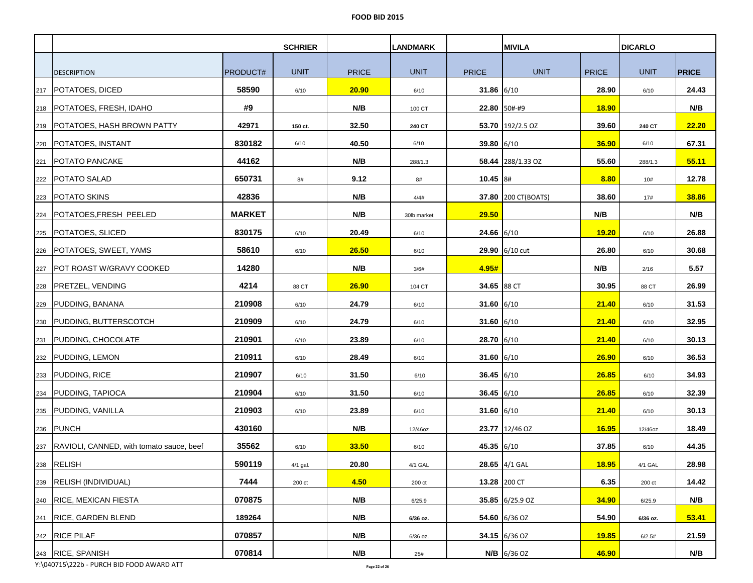# FOOD BID 2015

| | | | SCHRIER | | LANDMARK | | MIVILA | | DICARLO | |
|---|---|---|---|---|---|---|---|---|---|---|
| | DESCRIPTION | PRODUCT# | UNIT | PRICE | UNIT | PRICE | UNIT | PRICE | UNIT | PRICE |
| 217 | POTATOES, DICED | 58590 | 6/10 | **20.90** | 6/10 | 31.86 | 6/10 | 28.90 | 6/10 | 24.43 |
| 218 | POTATOES, FRESH, IDAHO | #9 | | N/B | 100 CT | 22.80 | 50#-#9 | **18.90** | | N/B |
| 219 | POTATOES, HASH BROWN PATTY | 42971 | 150 ct. | 32.50 | 240 CT | 53.70 | 192/2.5 OZ | 39.60 | 240 CT | **22.20** |
| 220 | POTATOES, INSTANT | 830182 | 6/10 | 40.50 | 6/10 | 39.80 | 6/10 | **36.90** | 6/10 | 67.31 |
| 221 | POTATO PANCAKE | 44162 | | N/B | 288/1.3 | 58.44 | 288/1.33 OZ | 55.60 | 288/1.3 | **55.11** |
| 222 | POTATO SALAD | 650731 | 8# | 9.12 | 8# | 10.45 | 8# | **8.80** | 10# | 12.78 |
| 223 | POTATO SKINS | 42836 | | N/B | 4/4# | 37.80 | 200 CT(BOATS) | 38.60 | 17# | **38.86** |
| 224 | POTATOES,FRESH PEELED | MARKET | | N/B | 30lb market | **29.50** | | N/B | | N/B |
| 225 | POTATOES, SLICED | 830175 | 6/10 | 20.49 | 6/10 | 24.66 | 6/10 | **19.20** | 6/10 | 26.88 |
| 226 | POTATOES, SWEET, YAMS | 58610 | 6/10 | **26.50** | 6/10 | 29.90 | 6/10 cut | 26.80 | 6/10 | 30.68 |
| 227 | POT ROAST W/GRAVY COOKED | 14280 | | N/B | 3/6# | **4.95#** | | N/B | 2/16 | 5.57 |
| 228 | PRETZEL, VENDING | 4214 | 88 CT | **26.90** | 104 CT | 34.65 | 88 CT | 30.95 | 88 CT | 26.99 |
| 229 | PUDDING, BANANA | 210908 | 6/10 | 24.79 | 6/10 | 31.60 | 6/10 | **21.40** | 6/10 | 31.53 |
| 230 | PUDDING, BUTTERSCOTCH | 210909 | 6/10 | 24.79 | 6/10 | 31.60 | 6/10 | **21.40** | 6/10 | 32.95 |
| 231 | PUDDING, CHOCOLATE | 210901 | 6/10 | 23.89 | 6/10 | 28.70 | 6/10 | **21.40** | 6/10 | 30.13 |
| 232 | PUDDING, LEMON | 210911 | 6/10 | 28.49 | 6/10 | 31.60 | 6/10 | **26.90** | 6/10 | 36.53 |
| 233 | PUDDING, RICE | 210907 | 6/10 | 31.50 | 6/10 | 36.45 | 6/10 | **26.85** | 6/10 | 34.93 |
| 234 | PUDDING, TAPIOCA | 210904 | 6/10 | 31.50 | 6/10 | 36.45 | 6/10 | **26.85** | 6/10 | 32.39 |
| 235 | PUDDING, VANILLA | 210903 | 6/10 | 23.89 | 6/10 | 31.60 | 6/10 | **21.40** | 6/10 | 30.13 |
| 236 | PUNCH | 430160 | | N/B | 12/46oz | 23.77 | 12/46 OZ | **16.95** | 12/46oz | 18.49 |
| 237 | RAVIOLI, CANNED, with tomato sauce, beef | 35562 | 6/10 | **33.50** | 6/10 | 45.35 | 6/10 | 37.85 | 6/10 | 44.35 |
| 238 | RELISH | 590119 | 4/1 gal. | 20.80 | 4/1 GAL | 28.65 | 4/1 GAL | **18.95** | 4/1 GAL | 28.98 |
| 239 | RELISH (INDIVIDUAL) | 7444 | 200 ct | **4.50** | 200 ct | 13.28 | 200 CT | 6.35 | 200 ct | 14.42 |
| 240 | RICE, MEXICAN FIESTA | 070875 | | N/B | 6/25.9 | 35.85 | 6/25.9 OZ | **34.90** | 6/25.9 | N/B |
| 241 | RICE, GARDEN BLEND | 189264 | | N/B | 6/36 oz. | 54.60 | 6/36 OZ | 54.90 | 6/36 oz. | **53.41** |
| 242 | RICE PILAF | 070857 | | N/B | 6/36 oz. | 34.15 | 6/36 OZ | **19.85** | 6/2.5# | 21.59 |
| 243 | RICE, SPANISH | 070814 | | N/B | 25# | N/B | 6/36 OZ | **46.90** | | N/B |

Y:\040715\222b - PURCH BID FOOD AWARD ATT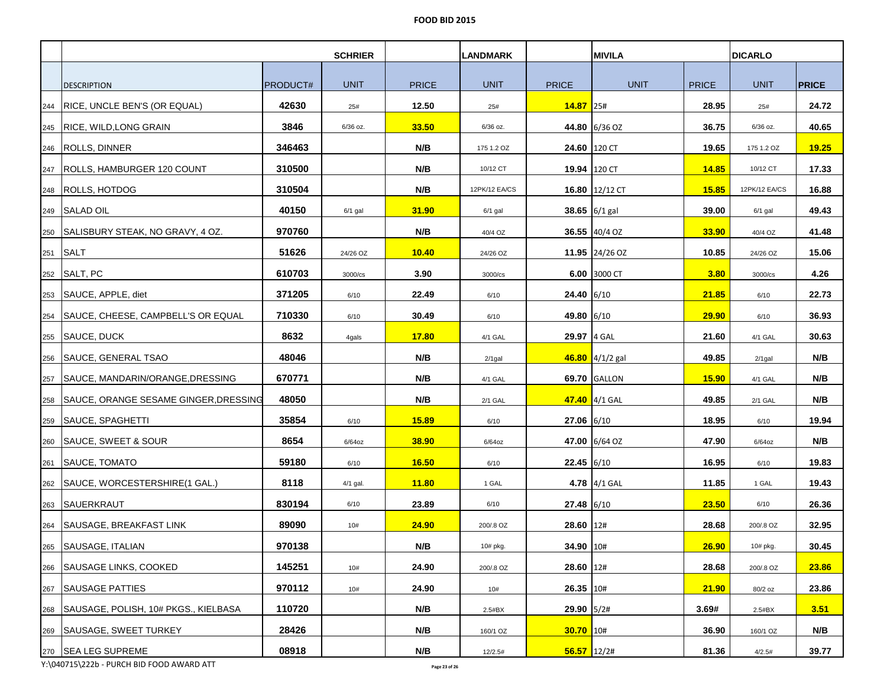# FOOD BID 2015

| | | | SCHRIER | | LANDMARK | | MIVILA | | DICARLO | |
|---|---|---|---|---|---|---|---|---|---|---|
| | DESCRIPTION | PRODUCT# | UNIT | PRICE | UNIT | PRICE | UNIT | PRICE | UNIT | PRICE |
| 244 | RICE, UNCLE BEN'S (OR EQUAL) | 42630 | 25# | 12.50 | 25# | 14.87 | 25# | 28.95 | 25# | 24.72 |
| 245 | RICE, WILD,LONG GRAIN | 3846 | 6/36 oz. | 33.50 | 6/36 oz. | 44.80 | 6/36 OZ | 36.75 | 6/36 oz. | 40.65 |
| 246 | ROLLS, DINNER | 346463 | | N/B | 175 1.2 OZ | 24.60 | 120 CT | 19.65 | 175 1.2 OZ | 19.25 |
| 247 | ROLLS, HAMBURGER 120 COUNT | 310500 | | N/B | 10/12 CT | 19.94 | 120 CT | 14.85 | 10/12 CT | 17.33 |
| 248 | ROLLS, HOTDOG | 310504 | | N/B | 12PK/12 EA/CS | 16.80 | 12/12 CT | 15.85 | 12PK/12 EA/CS | 16.88 |
| 249 | SALAD OIL | 40150 | 6/1 gal | 31.90 | 6/1 gal | 38.65 | 6/1 gal | 39.00 | 6/1 gal | 49.43 |
| 250 | SALISBURY STEAK, NO GRAVY, 4 OZ. | 970760 | | N/B | 40/4 OZ | 36.55 | 40/4 OZ | 33.90 | 40/4 OZ | 41.48 |
| 251 | SALT | 51626 | 24/26 OZ | 10.40 | 24/26 OZ | 11.95 | 24/26 OZ | 10.85 | 24/26 OZ | 15.06 |
| 252 | SALT, PC | 610703 | 3000/cs | 3.90 | 3000/cs | 6.00 | 3000 CT | 3.80 | 3000/cs | 4.26 |
| 253 | SAUCE, APPLE, diet | 371205 | 6/10 | 22.49 | 6/10 | 24.40 | 6/10 | 21.85 | 6/10 | 22.73 |
| 254 | SAUCE, CHEESE, CAMPBELL'S OR EQUAL | 710330 | 6/10 | 30.49 | 6/10 | 49.80 | 6/10 | 29.90 | 6/10 | 36.93 |
| 255 | SAUCE, DUCK | 8632 | 4gals | 17.80 | 4/1 GAL | 29.97 | 4 GAL | 21.60 | 4/1 GAL | 30.63 |
| 256 | SAUCE, GENERAL TSAO | 48046 | | N/B | 2/1gal | 46.80 | 4/1/2 gal | 49.85 | 2/1gal | N/B |
| 257 | SAUCE, MANDARIN/ORANGE,DRESSING | 670771 | | N/B | 4/1 GAL | 69.70 | GALLON | 15.90 | 4/1 GAL | N/B |
| 258 | SAUCE, ORANGE SESAME GINGER,DRESSING | 48050 | | N/B | 2/1 GAL | 47.40 | 4/1 GAL | 49.85 | 2/1 GAL | N/B |
| 259 | SAUCE, SPAGHETTI | 35854 | 6/10 | 15.89 | 6/10 | 27.06 | 6/10 | 18.95 | 6/10 | 19.94 |
| 260 | SAUCE, SWEET & SOUR | 8654 | 6/64oz | 38.90 | 6/64oz | 47.00 | 6/64 OZ | 47.90 | 6/64oz | N/B |
| 261 | SAUCE, TOMATO | 59180 | 6/10 | 16.50 | 6/10 | 22.45 | 6/10 | 16.95 | 6/10 | 19.83 |
| 262 | SAUCE, WORCESTERSHIRE(1 GAL.) | 8118 | 4/1 gal. | 11.80 | 1 GAL | 4.78 | 4/1 GAL | 11.85 | 1 GAL | 19.43 |
| 263 | SAUERKRAUT | 830194 | 6/10 | 23.89 | 6/10 | 27.48 | 6/10 | 23.50 | 6/10 | 26.36 |
| 264 | SAUSAGE, BREAKFAST LINK | 89090 | 10# | 24.90 | 200/.8 OZ | 28.60 | 12# | 28.68 | 200/.8 OZ | 32.95 |
| 265 | SAUSAGE, ITALIAN | 970138 | | N/B | 10# pkg. | 34.90 | 10# | 26.90 | 10# pkg. | 30.45 |
| 266 | SAUSAGE LINKS, COOKED | 145251 | 10# | 24.90 | 200/.8 OZ | 28.60 | 12# | 28.68 | 200/.8 OZ | 23.86 |
| 267 | SAUSAGE PATTIES | 970112 | 10# | 24.90 | 10# | 26.35 | 10# | 21.90 | 80/2 oz | 23.86 |
| 268 | SAUSAGE, POLISH, 10# PKGS., KIELBASA | 110720 | | N/B | 2.5#BX | 29.90 | 5/2# | 3.69# | 2.5#BX | 3.51 |
| 269 | SAUSAGE, SWEET TURKEY | 28426 | | N/B | 160/1 OZ | 30.70 | 10# | 36.90 | 160/1 OZ | N/B |
| 270 | SEA LEG SUPREME | 08918 | | N/B | 12/2.5# | 56.57 | 12/2# | 81.36 | 4/2.5# | 39.77 |

Y:\040715\222b - PURCH BID FOOD AWARD ATT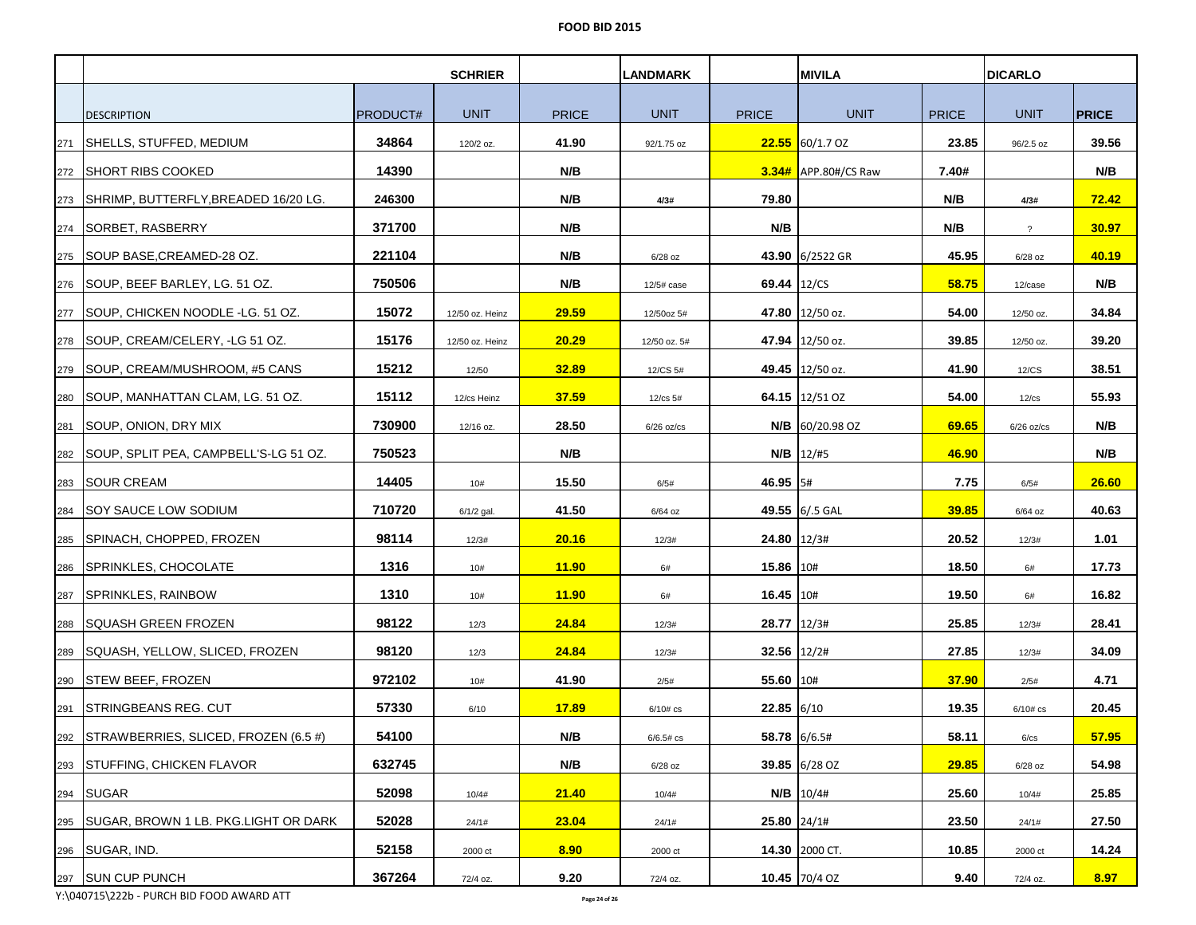**FOOD BID 2015**

| | DESCRIPTION | PRODUCT# | SCHRIER UNIT | PRICE | LANDMARK UNIT | PRICE | MIVILA UNIT | PRICE | DICARLO UNIT | PRICE |
|---|---|---|---|---|---|---|---|---|---|---|
| 271 | SHELLS, STUFFED, MEDIUM | 34864 | 120/2 oz. | 41.90 | 92/1.75 oz | 22.55 | 60/1.7 OZ | 23.85 | 96/2.5 oz | 39.56 |
| 272 | SHORT RIBS COOKED | 14390 | | N/B | | 3.34# | APP.80#/CS Raw | 7.40# | | N/B |
| 273 | SHRIMP, BUTTERFLY,BREADED 16/20 LG. | 246300 | | N/B | 4/3# | 79.80 | | N/B | 4/3# | 72.42 |
| 274 | SORBET, RASBERRY | 371700 | | N/B | | N/B | | N/B | ? | 30.97 |
| 275 | SOUP BASE,CREAMED-28 OZ. | 221104 | | N/B | 6/28 oz | 43.90 | 6/2522 GR | 45.95 | 6/28 oz | 40.19 |
| 276 | SOUP, BEEF BARLEY, LG. 51 OZ. | 750506 | | N/B | 12/5# case | 69.44 | 12/CS | 58.75 | 12/case | N/B |
| 277 | SOUP, CHICKEN NOODLE -LG. 51 OZ. | 15072 | 12/50 oz. Heinz | 29.59 | 12/50oz 5# | 47.80 | 12/50 oz. | 54.00 | 12/50 oz. | 34.84 |
| 278 | SOUP, CREAM/CELERY, -LG 51 OZ. | 15176 | 12/50 oz. Heinz | 20.29 | 12/50 oz. 5# | 47.94 | 12/50 oz. | 39.85 | 12/50 oz. | 39.20 |
| 279 | SOUP, CREAM/MUSHROOM, #5 CANS | 15212 | 12/50 | 32.89 | 12/CS 5# | 49.45 | 12/50 oz. | 41.90 | 12/CS | 38.51 |
| 280 | SOUP, MANHATTAN CLAM, LG. 51 OZ. | 15112 | 12/cs Heinz | 37.59 | 12/cs 5# | 64.15 | 12/51 OZ | 54.00 | 12/cs | 55.93 |
| 281 | SOUP, ONION, DRY MIX | 730900 | 12/16 oz. | 28.50 | 6/26 oz/cs | N/B | 60/20.98 OZ | 69.65 | 6/26 oz/cs | N/B |
| 282 | SOUP, SPLIT PEA, CAMPBELL'S-LG 51 OZ. | 750523 | | N/B | | N/B | 12/#5 | 46.90 | | N/B |
| 283 | SOUR CREAM | 14405 | 10# | 15.50 | 6/5# | 46.95 | 5# | 7.75 | 6/5# | 26.60 |
| 284 | SOY SAUCE LOW SODIUM | 710720 | 6/1/2 gal. | 41.50 | 6/64 oz | 49.55 | 6/.5 GAL | 39.85 | 6/64 oz | 40.63 |
| 285 | SPINACH, CHOPPED, FROZEN | 98114 | 12/3# | 20.16 | 12/3# | 24.80 | 12/3# | 20.52 | 12/3# | 1.01 |
| 286 | SPRINKLES, CHOCOLATE | 1316 | 10# | 11.90 | 6# | 15.86 | 10# | 18.50 | 6# | 17.73 |
| 287 | SPRINKLES, RAINBOW | 1310 | 10# | 11.90 | 6# | 16.45 | 10# | 19.50 | 6# | 16.82 |
| 288 | SQUASH GREEN FROZEN | 98122 | 12/3 | 24.84 | 12/3# | 28.77 | 12/3# | 25.85 | 12/3# | 28.41 |
| 289 | SQUASH, YELLOW, SLICED, FROZEN | 98120 | 12/3 | 24.84 | 12/3# | 32.56 | 12/2# | 27.85 | 12/3# | 34.09 |
| 290 | STEW BEEF, FROZEN | 972102 | 10# | 41.90 | 2/5# | 55.60 | 10# | 37.90 | 2/5# | 4.71 |
| 291 | STRINGBEANS REG. CUT | 57330 | 6/10 | 17.89 | 6/10# cs | 22.85 | 6/10 | 19.35 | 6/10# cs | 20.45 |
| 292 | STRAWBERRIES, SLICED, FROZEN (6.5 #) | 54100 | | N/B | 6/6.5# cs | 58.78 | 6/6.5# | 58.11 | 6/cs | 57.95 |
| 293 | STUFFING, CHICKEN FLAVOR | 632745 | | N/B | 6/28 oz | 39.85 | 6/28 OZ | 29.85 | 6/28 oz | 54.98 |
| 294 | SUGAR | 52098 | 10/4# | 21.40 | 10/4# | N/B | 10/4# | 25.60 | 10/4# | 25.85 |
| 295 | SUGAR, BROWN 1 LB. PKG.LIGHT OR DARK | 52028 | 24/1# | 23.04 | 24/1# | 25.80 | 24/1# | 23.50 | 24/1# | 27.50 |
| 296 | SUGAR, IND. | 52158 | 2000 ct | 8.90 | 2000 ct | 14.30 | 2000 CT. | 10.85 | 2000 ct | 14.24 |
| 297 | SUN CUP PUNCH | 367264 | 72/4 oz. | 9.20 | 72/4 oz. | 10.45 | 70/4 OZ | 9.40 | 72/4 oz. | 8.97 |

Y:\040715\222b - PURCH BID FOOD AWARD ATT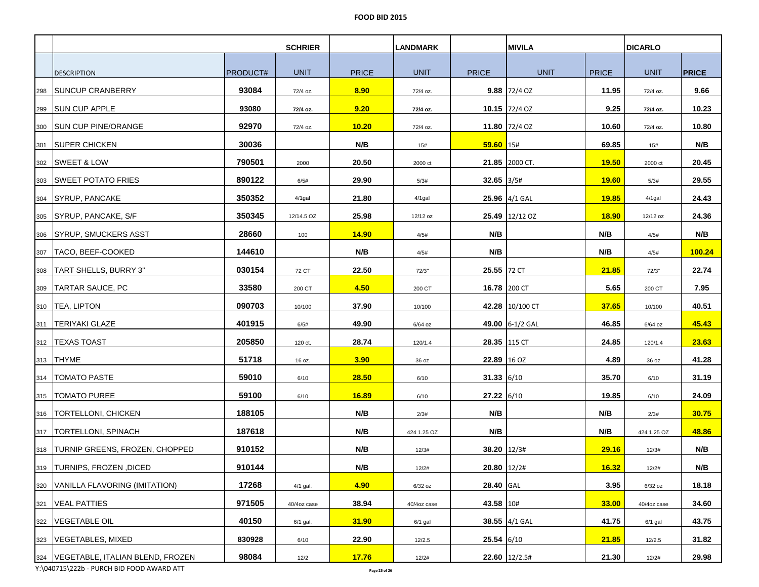# FOOD BID 2015

| | | | SCHRIER | | LANDMARK | | MIVILA | | DICARLO | |
|---|---|---|---|---|---|---|---|---|---|---|
| | DESCRIPTION | PRODUCT# | UNIT | PRICE | UNIT | PRICE | UNIT | PRICE | UNIT | PRICE |
| 298 | SUNCUP CRANBERRY | 93084 | 72/4 oz. | 8.90 | 72/4 oz. | 9.88 | 72/4 OZ | 11.95 | 72/4 oz. | 9.66 |
| 299 | SUN CUP APPLE | 93080 | 72/4 oz. | 9.20 | 72/4 oz. | 10.15 | 72/4 OZ | 9.25 | 72/4 oz. | 10.23 |
| 300 | SUN CUP PINE/ORANGE | 92970 | 72/4 oz. | 10.20 | 72/4 oz. | 11.80 | 72/4 OZ | 10.60 | 72/4 oz. | 10.80 |
| 301 | SUPER CHICKEN | 30036 | | N/B | 15# | 59.60 | 15# | 69.85 | 15# | N/B |
| 302 | SWEET & LOW | 790501 | 2000 | 20.50 | 2000 ct | 21.85 | 2000 CT. | 19.50 | 2000 ct | 20.45 |
| 303 | SWEET POTATO FRIES | 890122 | 6/5# | 29.90 | 5/3# | 32.65 | 3/5# | 19.60 | 5/3# | 29.55 |
| 304 | SYRUP, PANCAKE | 350352 | 4/1gal | 21.80 | 4/1gal | 25.96 | 4/1 GAL | 19.85 | 4/1gal | 24.43 |
| 305 | SYRUP, PANCAKE, S/F | 350345 | 12/14.5 OZ | 25.98 | 12/12 oz | 25.49 | 12/12 OZ | 18.90 | 12/12 oz | 24.36 |
| 306 | SYRUP, SMUCKERS ASST | 28660 | 100 | 14.90 | 4/5# | N/B | | N/B | 4/5# | N/B |
| 307 | TACO, BEEF-COOKED | 144610 | | N/B | 4/5# | N/B | | N/B | 4/5# | 100.24 |
| 308 | TART SHELLS, BURRY 3" | 030154 | 72 CT | 22.50 | 72/3" | 25.55 | 72 CT | 21.85 | 72/3" | 22.74 |
| 309 | TARTAR SAUCE, PC | 33580 | 200 CT | 4.50 | 200 CT | 16.78 | 200 CT | 5.65 | 200 CT | 7.95 |
| 310 | TEA, LIPTON | 090703 | 10/100 | 37.90 | 10/100 | 42.28 | 10/100 CT | 37.65 | 10/100 | 40.51 |
| 311 | TERIYAKI GLAZE | 401915 | 6/5# | 49.90 | 6/64 oz | 49.00 | 6-1/2 GAL | 46.85 | 6/64 oz | 45.43 |
| 312 | TEXAS TOAST | 205850 | 120 ct. | 28.74 | 120/1.4 | 28.35 | 115 CT | 24.85 | 120/1.4 | 23.63 |
| 313 | THYME | 51718 | 16 oz. | 3.90 | 36 oz | 22.89 | 16 OZ | 4.89 | 36 oz | 41.28 |
| 314 | TOMATO PASTE | 59010 | 6/10 | 28.50 | 6/10 | 31.33 | 6/10 | 35.70 | 6/10 | 31.19 |
| 315 | TOMATO PUREE | 59100 | 6/10 | 16.89 | 6/10 | 27.22 | 6/10 | 19.85 | 6/10 | 24.09 |
| 316 | TORTELLONI, CHICKEN | 188105 | | N/B | 2/3# | N/B | | N/B | 2/3# | 30.75 |
| 317 | TORTELLONI, SPINACH | 187618 | | N/B | 424 1.25 OZ | N/B | | N/B | 424 1.25 OZ | 48.86 |
| 318 | TURNIP GREENS, FROZEN, CHOPPED | 910152 | | N/B | 12/3# | 38.20 | 12/3# | 29.16 | 12/3# | N/B |
| 319 | TURNIPS, FROZEN ,DICED | 910144 | | N/B | 12/2# | 20.80 | 12/2# | 16.32 | 12/2# | N/B |
| 320 | VANILLA FLAVORING (IMITATION) | 17268 | 4/1 gal. | 4.90 | 6/32 oz | 28.40 | GAL | 3.95 | 6/32 oz | 18.18 |
| 321 | VEAL PATTIES | 971505 | 40/4oz case | 38.94 | 40/4oz case | 43.58 | 10# | 33.00 | 40/4oz case | 34.60 |
| 322 | VEGETABLE OIL | 40150 | 6/1 gal. | 31.90 | 6/1 gal | 38.55 | 4/1 GAL | 41.75 | 6/1 gal | 43.75 |
| 323 | VEGETABLES, MIXED | 830928 | 6/10 | 22.90 | 12/2.5 | 25.54 | 6/10 | 21.85 | 12/2.5 | 31.82 |
| 324 | VEGETABLE, ITALIAN BLEND, FROZEN | 98084 | 12/2 | 17.76 | 12/2# | 22.60 | 12/2.5# | 21.30 | 12/2# | 29.98 |

Y:\040715\222b - PURCH BID FOOD AWARD ATT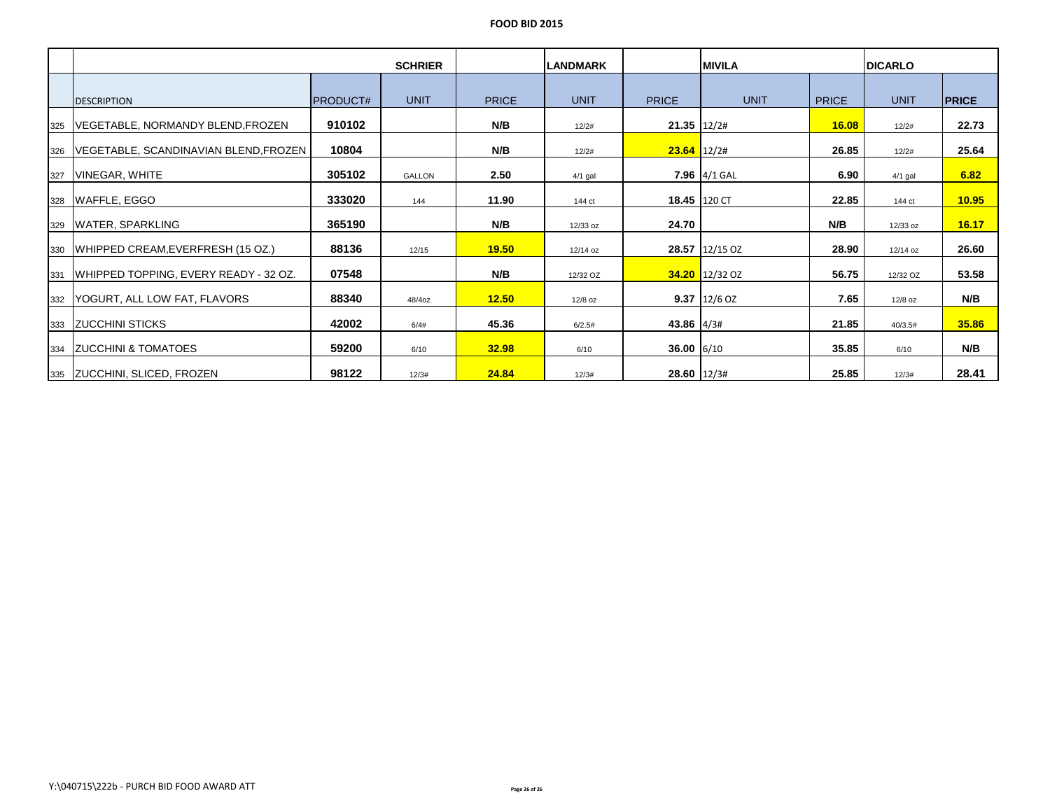**FOOD BID 2015**

| | | | SCHRIER | | LANDMARK | | MIVILA | | DICARLO | |
|---|---|---|---|---|---|---|---|---|---|---|
| | DESCRIPTION | PRODUCT# | UNIT | PRICE | UNIT | PRICE | UNIT | PRICE | UNIT | PRICE |
| 325 | VEGETABLE, NORMANDY BLEND,FROZEN | 910102 | | N/B | 12/2# | 21.35 | 12/2# | 16.08 | 12/2# | 22.73 |
| 326 | VEGETABLE, SCANDINAVIAN BLEND,FROZEN | 10804 | | N/B | 12/2# | 23.64 | 12/2# | 26.85 | 12/2# | 25.64 |
| 327 | VINEGAR, WHITE | 305102 | GALLON | 2.50 | 4/1 gal | 7.96 | 4/1 GAL | 6.90 | 4/1 gal | 6.82 |
| 328 | WAFFLE, EGGO | 333020 | 144 | 11.90 | 144 ct | 18.45 | 120 CT | 22.85 | 144 ct | 10.95 |
| 329 | WATER, SPARKLING | 365190 | | N/B | 12/33 oz | 24.70 | | N/B | 12/33 oz | 16.17 |
| 330 | WHIPPED CREAM,EVERFRESH (15 OZ.) | 88136 | 12/15 | 19.50 | 12/14 oz | 28.57 | 12/15 OZ | 28.90 | 12/14 oz | 26.60 |
| 331 | WHIPPED TOPPING, EVERY READY - 32 OZ. | 07548 | | N/B | 12/32 OZ | 34.20 | 12/32 OZ | 56.75 | 12/32 OZ | 53.58 |
| 332 | YOGURT, ALL LOW FAT, FLAVORS | 88340 | 48/4oz | 12.50 | 12/8 oz | 9.37 | 12/6 OZ | 7.65 | 12/8 oz | N/B |
| 333 | ZUCCHINI STICKS | 42002 | 6/4# | 45.36 | 6/2.5# | 43.86 | 4/3# | 21.85 | 40/3.5# | 35.86 |
| 334 | ZUCCHINI & TOMATOES | 59200 | 6/10 | 32.98 | 6/10 | 36.00 | 6/10 | 35.85 | 6/10 | N/B |
| 335 | ZUCCHINI, SLICED, FROZEN | 98122 | 12/3# | 24.84 | 12/3# | 28.60 | 12/3# | 25.85 | 12/3# | 28.41 |

Y:\040715\222b - PURCH BID FOOD AWARD ATT